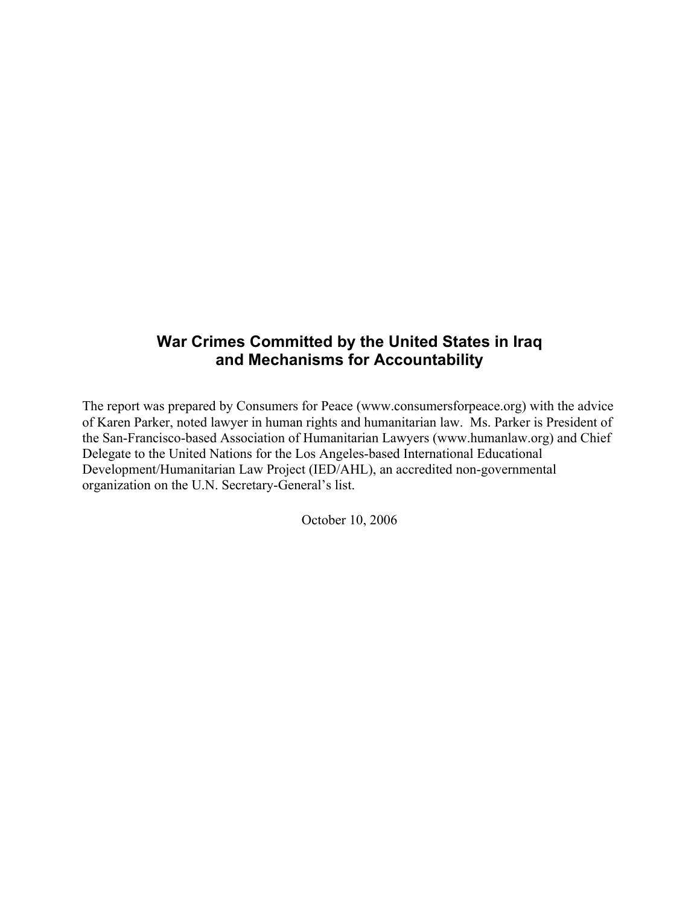# War Crimes Committed by the United States in Iraq and Mechanisms for Accountability

The report was prepared by Consumers for Peace (www.consumersforpeace.org) with the advice of Karen Parker, noted lawyer in human rights and humanitarian law. Ms. Parker is President of the San-Francisco-based Association of Humanitarian Lawyers (www.humanlaw.org) and Chief Delegate to the United Nations for the Los Angeles-based International Educational Development/Humanitarian Law Project (IED/AHL), an accredited non-governmental organization on the U.N. Secretary-General's list.

October 10, 2006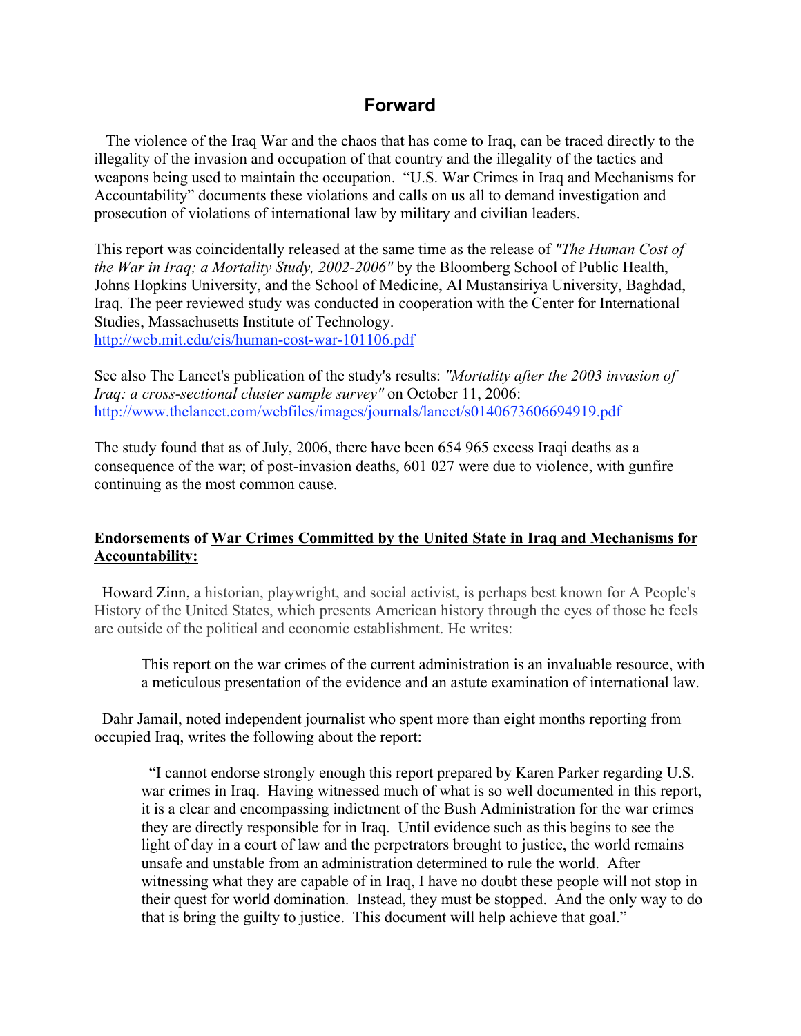## Forward

The violence of the Iraq War and the chaos that has come to Iraq, can be traced directly to the illegality of the invasion and occupation of that country and the illegality of the tactics and weapons being used to maintain the occupation. "U.S. War Crimes in Iraq and Mechanisms for Accountability" documents these violations and calls on us all to demand investigation and prosecution of violations of international law by military and civilian leaders.

This report was coincidentally released at the same time as the release of *"The Human Cost of the War in Iraq; a Mortality Study, 2002-2006"* by the Bloomberg School of Public Health, Johns Hopkins University, and the School of Medicine, Al Mustansiriya University, Baghdad, Iraq. The peer reviewed study was conducted in cooperation with the Center for International Studies, Massachusetts Institute of Technology.
http://web.mit.edu/cis/human-cost-war-101106.pdf

See also The Lancet's publication of the study's results: *"Mortality after the 2003 invasion of Iraq: a cross-sectional cluster sample survey"* on October 11, 2006:
http://www.thelancet.com/webfiles/images/journals/lancet/s0140673606694919.pdf

The study found that as of July, 2006, there have been 654 965 excess Iraqi deaths as a consequence of the war; of post-invasion deaths, 601 027 were due to violence, with gunfire continuing as the most common cause.

**Endorsements of <u>War Crimes Committed by the United State in Iraq and Mechanisms for Accountability:</u>**

Howard Zinn, a historian, playwright, and social activist, is perhaps best known for A People's History of the United States, which presents American history through the eyes of those he feels are outside of the political and economic establishment. He writes:

> This report on the war crimes of the current administration is an invaluable resource, with a meticulous presentation of the evidence and an astute examination of international law.

Dahr Jamail, noted independent journalist who spent more than eight months reporting from occupied Iraq, writes the following about the report:

> "I cannot endorse strongly enough this report prepared by Karen Parker regarding U.S. war crimes in Iraq. Having witnessed much of what is so well documented in this report, it is a clear and encompassing indictment of the Bush Administration for the war crimes they are directly responsible for in Iraq. Until evidence such as this begins to see the light of day in a court of law and the perpetrators brought to justice, the world remains unsafe and unstable from an administration determined to rule the world. After witnessing what they are capable of in Iraq, I have no doubt these people will not stop in their quest for world domination. Instead, they must be stopped. And the only way to do that is bring the guilty to justice. This document will help achieve that goal."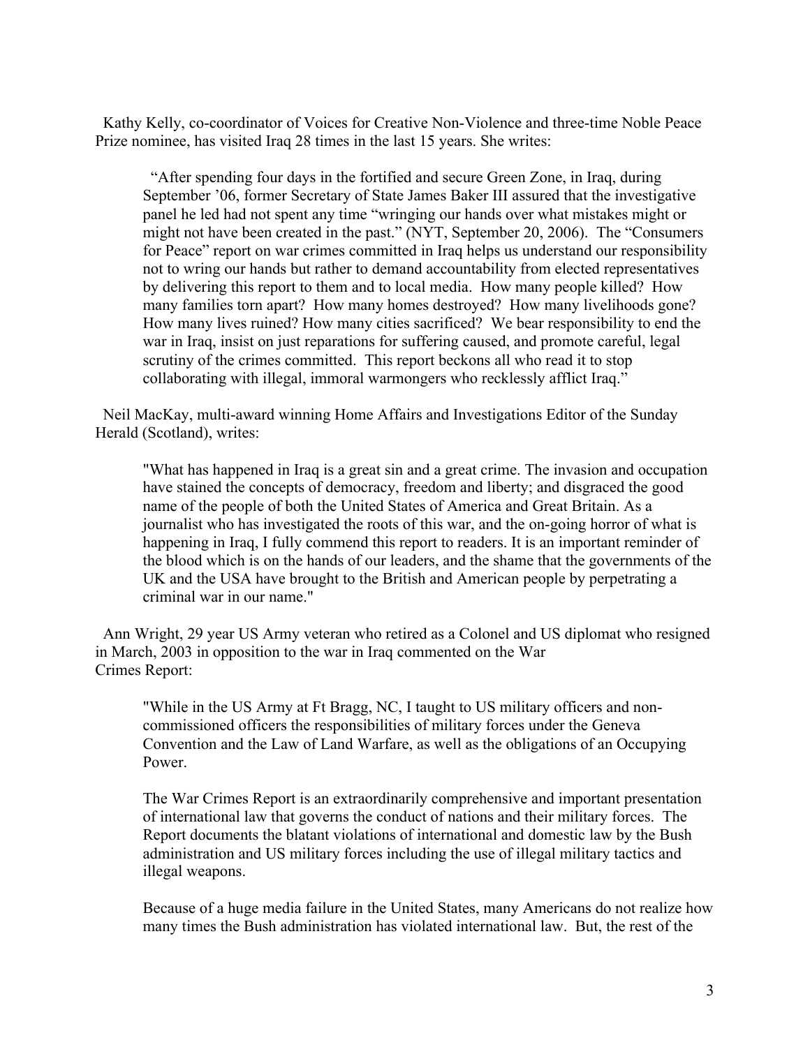Kathy Kelly, co-coordinator of Voices for Creative Non-Violence and three-time Noble Peace Prize nominee, has visited Iraq 28 times in the last 15 years. She writes:

> "After spending four days in the fortified and secure Green Zone, in Iraq, during September '06, former Secretary of State James Baker III assured that the investigative panel he led had not spent any time "wringing our hands over what mistakes might or might not have been created in the past." (NYT, September 20, 2006). The "Consumers for Peace" report on war crimes committed in Iraq helps us understand our responsibility not to wring our hands but rather to demand accountability from elected representatives by delivering this report to them and to local media. How many people killed? How many families torn apart? How many homes destroyed? How many livelihoods gone? How many lives ruined? How many cities sacrificed? We bear responsibility to end the war in Iraq, insist on just reparations for suffering caused, and promote careful, legal scrutiny of the crimes committed. This report beckons all who read it to stop collaborating with illegal, immoral warmongers who recklessly afflict Iraq."

Neil MacKay, multi-award winning Home Affairs and Investigations Editor of the Sunday Herald (Scotland), writes:

> "What has happened in Iraq is a great sin and a great crime. The invasion and occupation have stained the concepts of democracy, freedom and liberty; and disgraced the good name of the people of both the United States of America and Great Britain. As a journalist who has investigated the roots of this war, and the on-going horror of what is happening in Iraq, I fully commend this report to readers. It is an important reminder of the blood which is on the hands of our leaders, and the shame that the governments of the UK and the USA have brought to the British and American people by perpetrating a criminal war in our name."

Ann Wright, 29 year US Army veteran who retired as a Colonel and US diplomat who resigned in March, 2003 in opposition to the war in Iraq commented on the War Crimes Report:

> "While in the US Army at Ft Bragg, NC, I taught to US military officers and non-commissioned officers the responsibilities of military forces under the Geneva Convention and the Law of Land Warfare, as well as the obligations of an Occupying Power.
>
> The War Crimes Report is an extraordinarily comprehensive and important presentation of international law that governs the conduct of nations and their military forces. The Report documents the blatant violations of international and domestic law by the Bush administration and US military forces including the use of illegal military tactics and illegal weapons.
>
> Because of a huge media failure in the United States, many Americans do not realize how many times the Bush administration has violated international law. But, the rest of the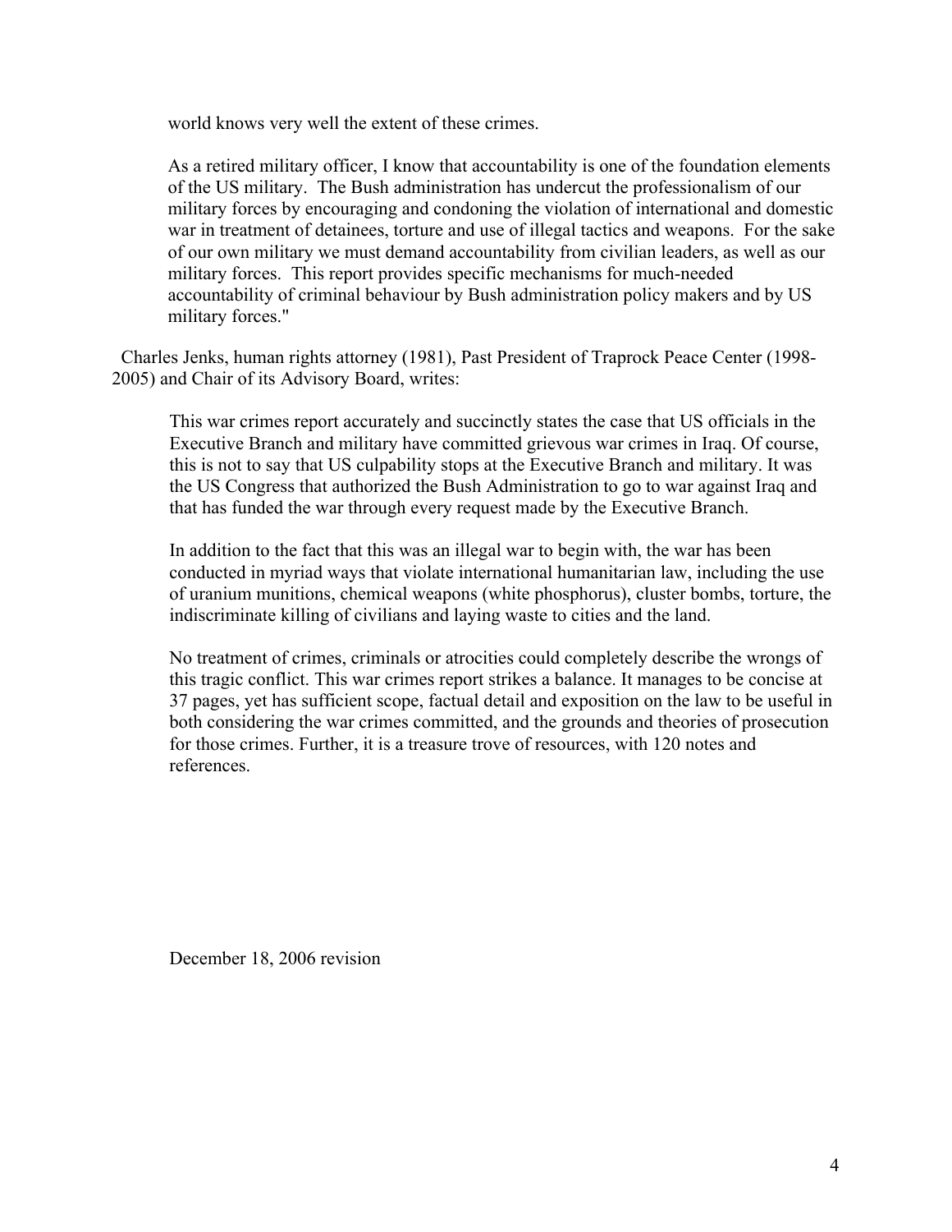world knows very well the extent of these crimes.

> As a retired military officer, I know that accountability is one of the foundation elements of the US military. The Bush administration has undercut the professionalism of our military forces by encouraging and condoning the violation of international and domestic war in treatment of detainees, torture and use of illegal tactics and weapons. For the sake of our own military we must demand accountability from civilian leaders, as well as our military forces. This report provides specific mechanisms for much-needed accountability of criminal behaviour by Bush administration policy makers and by US military forces."

Charles Jenks, human rights attorney (1981), Past President of Traprock Peace Center (1998-2005) and Chair of its Advisory Board, writes:

> This war crimes report accurately and succinctly states the case that US officials in the Executive Branch and military have committed grievous war crimes in Iraq. Of course, this is not to say that US culpability stops at the Executive Branch and military. It was the US Congress that authorized the Bush Administration to go to war against Iraq and that has funded the war through every request made by the Executive Branch.
>
> In addition to the fact that this was an illegal war to begin with, the war has been conducted in myriad ways that violate international humanitarian law, including the use of uranium munitions, chemical weapons (white phosphorus), cluster bombs, torture, the indiscriminate killing of civilians and laying waste to cities and the land.
>
> No treatment of crimes, criminals or atrocities could completely describe the wrongs of this tragic conflict. This war crimes report strikes a balance. It manages to be concise at 37 pages, yet has sufficient scope, factual detail and exposition on the law to be useful in both considering the war crimes committed, and the grounds and theories of prosecution for those crimes. Further, it is a treasure trove of resources, with 120 notes and references.

December 18, 2006 revision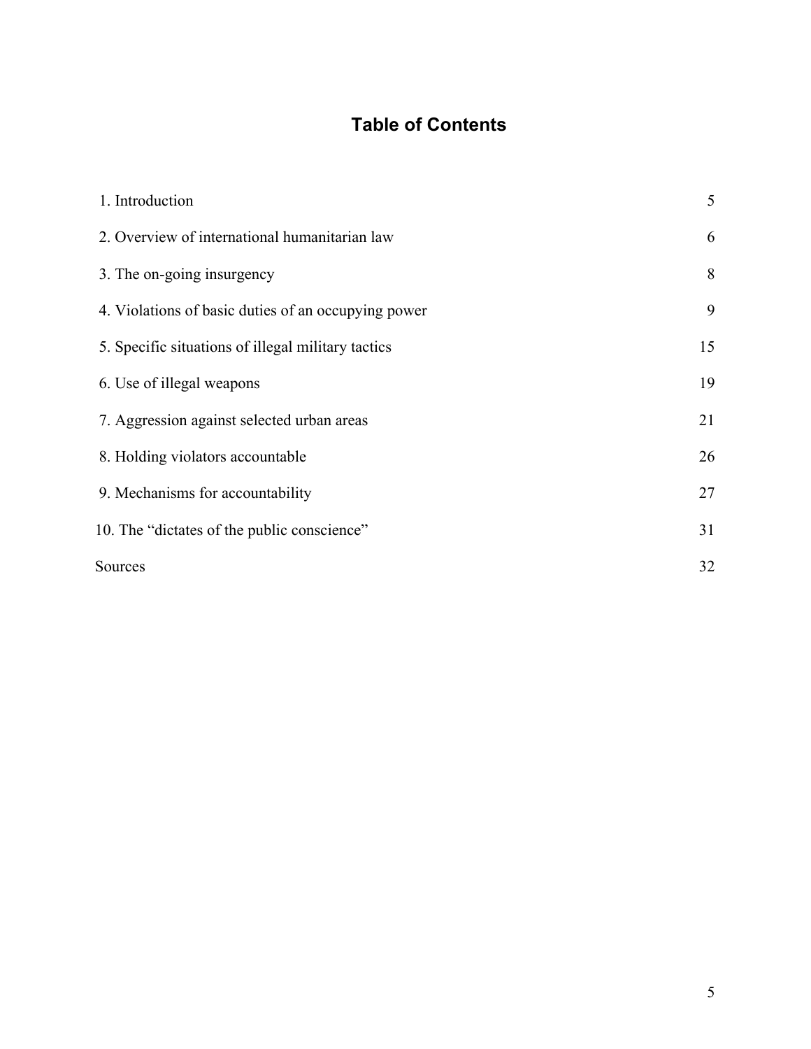# Table of Contents

| | |
|---|---|
| 1. Introduction | 5 |
| 2. Overview of international humanitarian law | 6 |
| 3. The on-going insurgency | 8 |
| 4. Violations of basic duties of an occupying power | 9 |
| 5. Specific situations of illegal military tactics | 15 |
| 6. Use of illegal weapons | 19 |
| 7. Aggression against selected urban areas | 21 |
| 8. Holding violators accountable | 26 |
| 9. Mechanisms for accountability | 27 |
| 10. The “dictates of the public conscience” | 31 |
| Sources | 32 |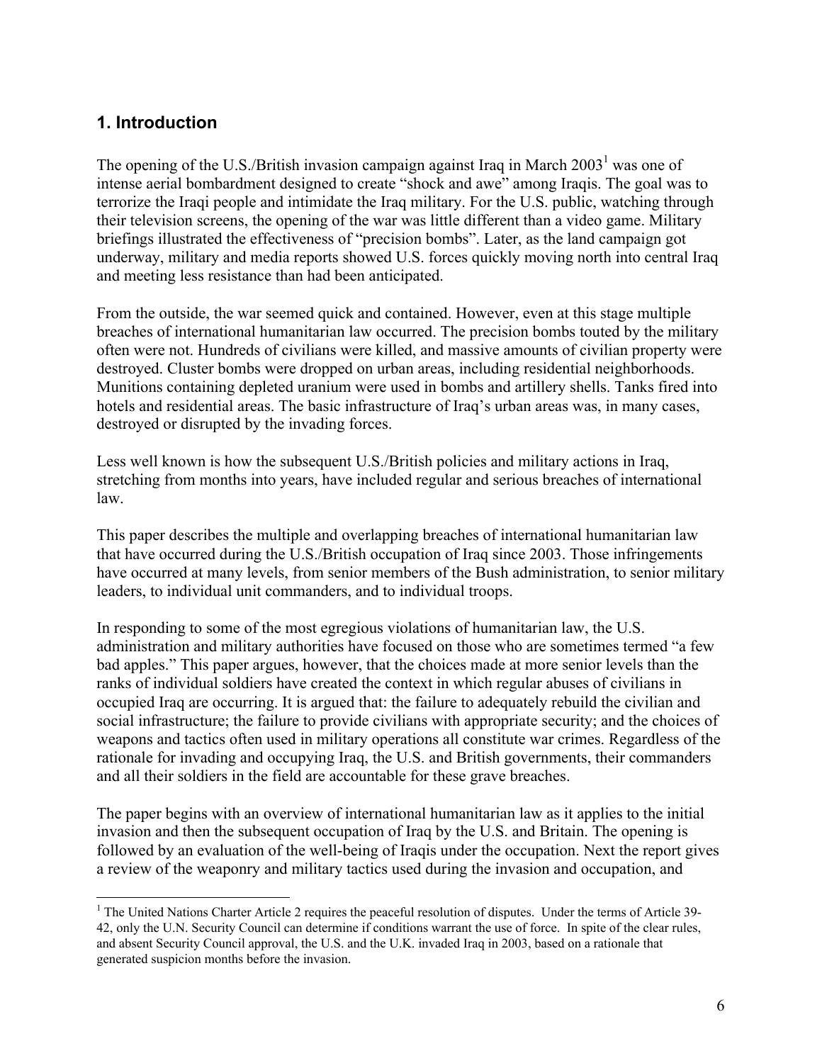## 1. Introduction

The opening of the U.S./British invasion campaign against Iraq in March 2003[1] was one of intense aerial bombardment designed to create "shock and awe" among Iraqis. The goal was to terrorize the Iraqi people and intimidate the Iraq military. For the U.S. public, watching through their television screens, the opening of the war was little different than a video game. Military briefings illustrated the effectiveness of "precision bombs". Later, as the land campaign got underway, military and media reports showed U.S. forces quickly moving north into central Iraq and meeting less resistance than had been anticipated.

From the outside, the war seemed quick and contained. However, even at this stage multiple breaches of international humanitarian law occurred. The precision bombs touted by the military often were not. Hundreds of civilians were killed, and massive amounts of civilian property were destroyed. Cluster bombs were dropped on urban areas, including residential neighborhoods. Munitions containing depleted uranium were used in bombs and artillery shells. Tanks fired into hotels and residential areas. The basic infrastructure of Iraq's urban areas was, in many cases, destroyed or disrupted by the invading forces.

Less well known is how the subsequent U.S./British policies and military actions in Iraq, stretching from months into years, have included regular and serious breaches of international law.

This paper describes the multiple and overlapping breaches of international humanitarian law that have occurred during the U.S./British occupation of Iraq since 2003. Those infringements have occurred at many levels, from senior members of the Bush administration, to senior military leaders, to individual unit commanders, and to individual troops.

In responding to some of the most egregious violations of humanitarian law, the U.S. administration and military authorities have focused on those who are sometimes termed "a few bad apples." This paper argues, however, that the choices made at more senior levels than the ranks of individual soldiers have created the context in which regular abuses of civilians in occupied Iraq are occurring. It is argued that: the failure to adequately rebuild the civilian and social infrastructure; the failure to provide civilians with appropriate security; and the choices of weapons and tactics often used in military operations all constitute war crimes. Regardless of the rationale for invading and occupying Iraq, the U.S. and British governments, their commanders and all their soldiers in the field are accountable for these grave breaches.

The paper begins with an overview of international humanitarian law as it applies to the initial invasion and then the subsequent occupation of Iraq by the U.S. and Britain. The opening is followed by an evaluation of the well-being of Iraqis under the occupation. Next the report gives a review of the weaponry and military tactics used during the invasion and occupation, and

---

[1] The United Nations Charter Article 2 requires the peaceful resolution of disputes. Under the terms of Article 39-42, only the U.N. Security Council can determine if conditions warrant the use of force. In spite of the clear rules, and absent Security Council approval, the U.S. and the U.K. invaded Iraq in 2003, based on a rationale that generated suspicion months before the invasion.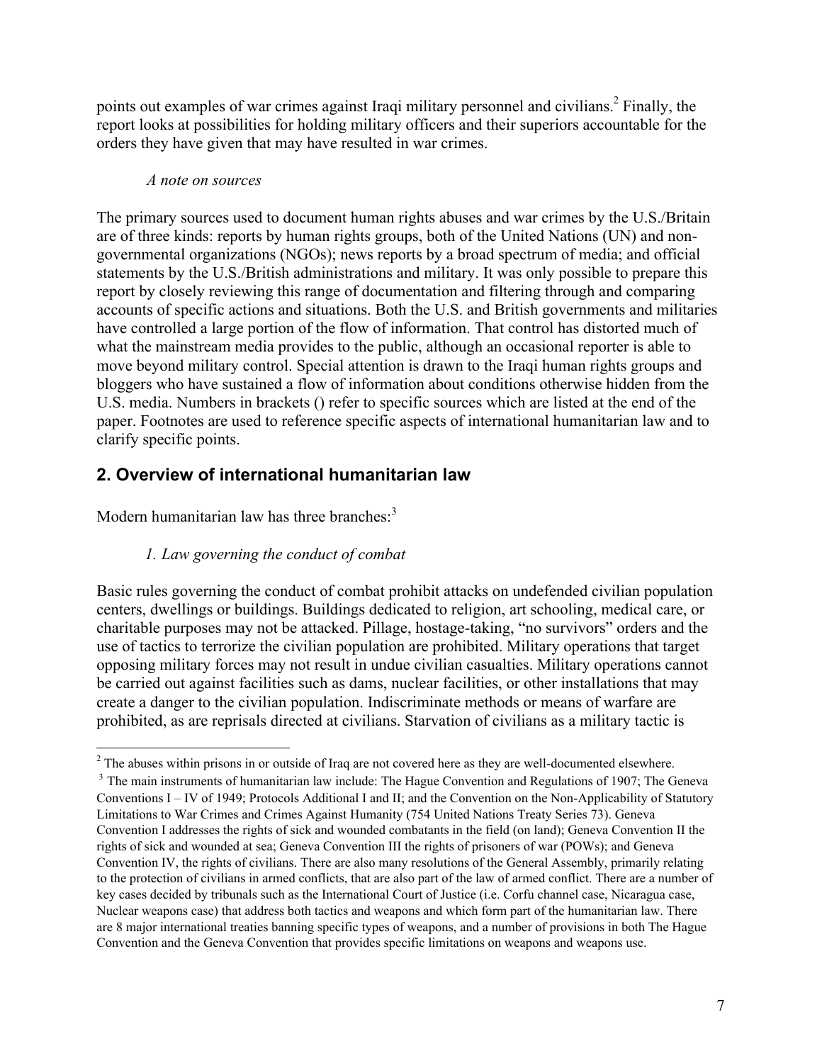points out examples of war crimes against Iraqi military personnel and civilians.[2] Finally, the report looks at possibilities for holding military officers and their superiors accountable for the orders they have given that may have resulted in war crimes.

*A note on sources*

The primary sources used to document human rights abuses and war crimes by the U.S./Britain are of three kinds: reports by human rights groups, both of the United Nations (UN) and non-governmental organizations (NGOs); news reports by a broad spectrum of media; and official statements by the U.S./British administrations and military. It was only possible to prepare this report by closely reviewing this range of documentation and filtering through and comparing accounts of specific actions and situations. Both the U.S. and British governments and militaries have controlled a large portion of the flow of information. That control has distorted much of what the mainstream media provides to the public, although an occasional reporter is able to move beyond military control. Special attention is drawn to the Iraqi human rights groups and bloggers who have sustained a flow of information about conditions otherwise hidden from the U.S. media. Numbers in brackets () refer to specific sources which are listed at the end of the paper. Footnotes are used to reference specific aspects of international humanitarian law and to clarify specific points.

## 2. Overview of international humanitarian law

Modern humanitarian law has three branches:[3]

*1. Law governing the conduct of combat*

Basic rules governing the conduct of combat prohibit attacks on undefended civilian population centers, dwellings or buildings. Buildings dedicated to religion, art schooling, medical care, or charitable purposes may not be attacked. Pillage, hostage-taking, "no survivors" orders and the use of tactics to terrorize the civilian population are prohibited. Military operations that target opposing military forces may not result in undue civilian casualties. Military operations cannot be carried out against facilities such as dams, nuclear facilities, or other installations that may create a danger to the civilian population. Indiscriminate methods or means of warfare are prohibited, as are reprisals directed at civilians. Starvation of civilians as a military tactic is

---

[2] The abuses within prisons in or outside of Iraq are not covered here as they are well-documented elsewhere.

[3] The main instruments of humanitarian law include: The Hague Convention and Regulations of 1907; The Geneva Conventions I – IV of 1949; Protocols Additional I and II; and the Convention on the Non-Applicability of Statutory Limitations to War Crimes and Crimes Against Humanity (754 United Nations Treaty Series 73). Geneva Convention I addresses the rights of sick and wounded combatants in the field (on land); Geneva Convention II the rights of sick and wounded at sea; Geneva Convention III the rights of prisoners of war (POWs); and Geneva Convention IV, the rights of civilians. There are also many resolutions of the General Assembly, primarily relating to the protection of civilians in armed conflicts, that are also part of the law of armed conflict. There are a number of key cases decided by tribunals such as the International Court of Justice (i.e. Corfu channel case, Nicaragua case, Nuclear weapons case) that address both tactics and weapons and which form part of the humanitarian law. There are 8 major international treaties banning specific types of weapons, and a number of provisions in both The Hague Convention and the Geneva Convention that provides specific limitations on weapons and weapons use.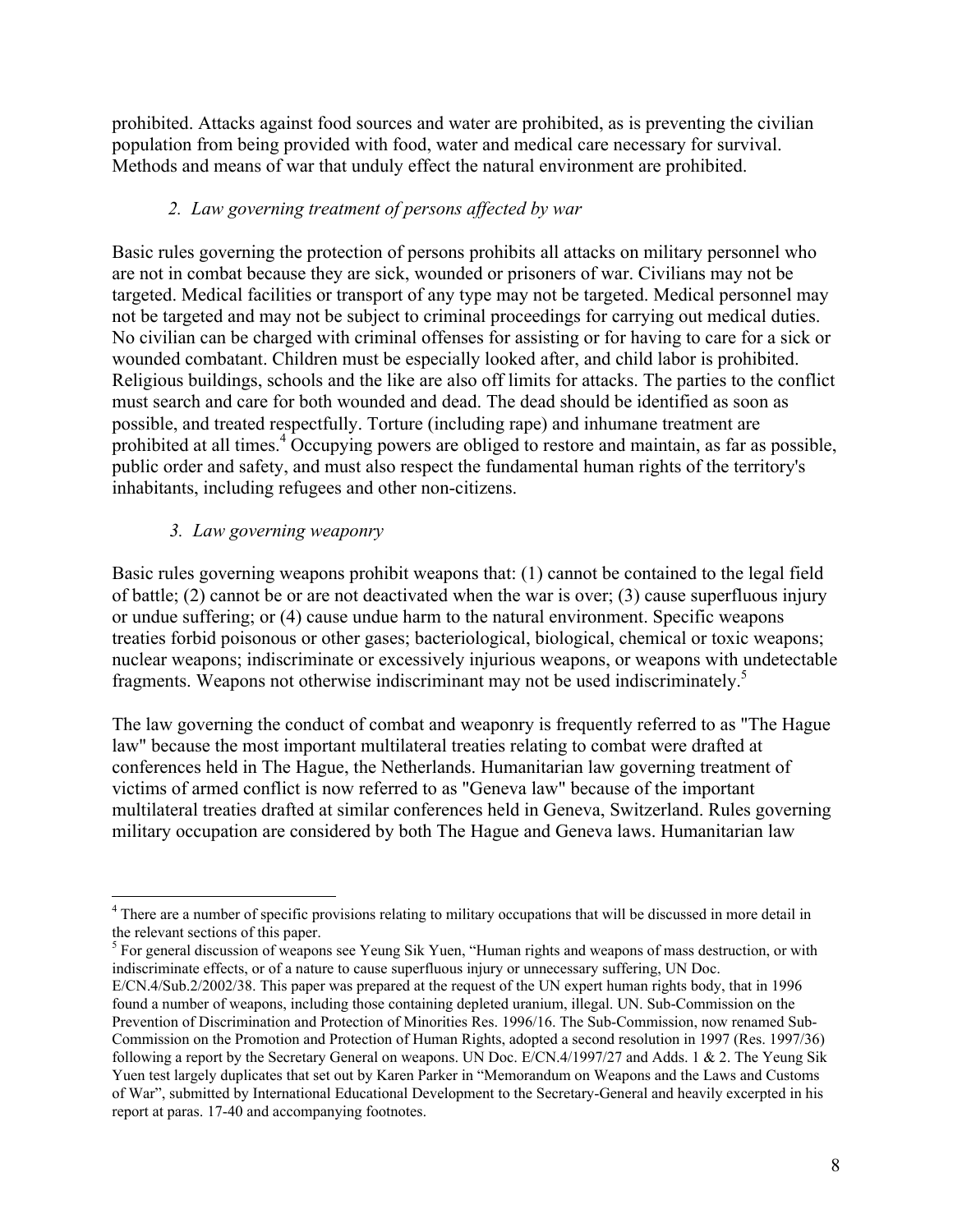prohibited. Attacks against food sources and water are prohibited, as is preventing the civilian population from being provided with food, water and medical care necessary for survival. Methods and means of war that unduly effect the natural environment are prohibited.

*2. Law governing treatment of persons affected by war*

Basic rules governing the protection of persons prohibits all attacks on military personnel who are not in combat because they are sick, wounded or prisoners of war. Civilians may not be targeted. Medical facilities or transport of any type may not be targeted. Medical personnel may not be targeted and may not be subject to criminal proceedings for carrying out medical duties. No civilian can be charged with criminal offenses for assisting or for having to care for a sick or wounded combatant. Children must be especially looked after, and child labor is prohibited. Religious buildings, schools and the like are also off limits for attacks. The parties to the conflict must search and care for both wounded and dead. The dead should be identified as soon as possible, and treated respectfully. Torture (including rape) and inhumane treatment are prohibited at all times.[4] Occupying powers are obliged to restore and maintain, as far as possible, public order and safety, and must also respect the fundamental human rights of the territory's inhabitants, including refugees and other non-citizens.

*3. Law governing weaponry*

Basic rules governing weapons prohibit weapons that: (1) cannot be contained to the legal field of battle; (2) cannot be or are not deactivated when the war is over; (3) cause superfluous injury or undue suffering; or (4) cause undue harm to the natural environment. Specific weapons treaties forbid poisonous or other gases; bacteriological, biological, chemical or toxic weapons; nuclear weapons; indiscriminate or excessively injurious weapons, or weapons with undetectable fragments. Weapons not otherwise indiscriminant may not be used indiscriminately.[5]

The law governing the conduct of combat and weaponry is frequently referred to as "The Hague law" because the most important multilateral treaties relating to combat were drafted at conferences held in The Hague, the Netherlands. Humanitarian law governing treatment of victims of armed conflict is now referred to as "Geneva law" because of the important multilateral treaties drafted at similar conferences held in Geneva, Switzerland. Rules governing military occupation are considered by both The Hague and Geneva laws. Humanitarian law

---

[4] There are a number of specific provisions relating to military occupations that will be discussed in more detail in the relevant sections of this paper.

[5] For general discussion of weapons see Yeung Sik Yuen, "Human rights and weapons of mass destruction, or with indiscriminate effects, or of a nature to cause superfluous injury or unnecessary suffering, UN Doc. E/CN.4/Sub.2/2002/38. This paper was prepared at the request of the UN expert human rights body, that in 1996 found a number of weapons, including those containing depleted uranium, illegal. UN. Sub-Commission on the Prevention of Discrimination and Protection of Minorities Res. 1996/16. The Sub-Commission, now renamed Sub-Commission on the Promotion and Protection of Human Rights, adopted a second resolution in 1997 (Res. 1997/36) following a report by the Secretary General on weapons. UN Doc. E/CN.4/1997/27 and Adds. 1 & 2. The Yeung Sik Yuen test largely duplicates that set out by Karen Parker in "Memorandum on Weapons and the Laws and Customs of War", submitted by International Educational Development to the Secretary-General and heavily excerpted in his report at paras. 17-40 and accompanying footnotes.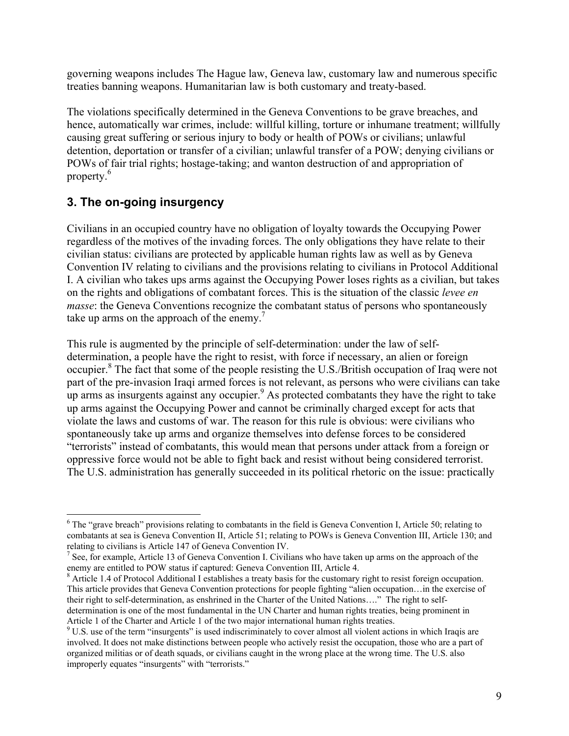governing weapons includes The Hague law, Geneva law, customary law and numerous specific treaties banning weapons. Humanitarian law is both customary and treaty-based.

The violations specifically determined in the Geneva Conventions to be grave breaches, and hence, automatically war crimes, include: willful killing, torture or inhumane treatment; willfully causing great suffering or serious injury to body or health of POWs or civilians; unlawful detention, deportation or transfer of a civilian; unlawful transfer of a POW; denying civilians or POWs of fair trial rights; hostage-taking; and wanton destruction of and appropriation of property.[6]

## 3. The on-going insurgency

Civilians in an occupied country have no obligation of loyalty towards the Occupying Power regardless of the motives of the invading forces. The only obligations they have relate to their civilian status: civilians are protected by applicable human rights law as well as by Geneva Convention IV relating to civilians and the provisions relating to civilians in Protocol Additional I. A civilian who takes ups arms against the Occupying Power loses rights as a civilian, but takes on the rights and obligations of combatant forces. This is the situation of the classic *levee en masse*: the Geneva Conventions recognize the combatant status of persons who spontaneously take up arms on the approach of the enemy.[7]

This rule is augmented by the principle of self-determination: under the law of self-determination, a people have the right to resist, with force if necessary, an alien or foreign occupier.[8] The fact that some of the people resisting the U.S./British occupation of Iraq were not part of the pre-invasion Iraqi armed forces is not relevant, as persons who were civilians can take up arms as insurgents against any occupier.[9] As protected combatants they have the right to take up arms against the Occupying Power and cannot be criminally charged except for acts that violate the laws and customs of war. The reason for this rule is obvious: were civilians who spontaneously take up arms and organize themselves into defense forces to be considered "terrorists" instead of combatants, this would mean that persons under attack from a foreign or oppressive force would not be able to fight back and resist without being considered terrorist. The U.S. administration has generally succeeded in its political rhetoric on the issue: practically

---

[6] The "grave breach" provisions relating to combatants in the field is Geneva Convention I, Article 50; relating to combatants at sea is Geneva Convention II, Article 51; relating to POWs is Geneva Convention III, Article 130; and relating to civilians is Article 147 of Geneva Convention IV.

[7] See, for example, Article 13 of Geneva Convention I. Civilians who have taken up arms on the approach of the enemy are entitled to POW status if captured: Geneva Convention III, Article 4.

[8] Article 1.4 of Protocol Additional I establishes a treaty basis for the customary right to resist foreign occupation. This article provides that Geneva Convention protections for people fighting "alien occupation…in the exercise of their right to self-determination, as enshrined in the Charter of the United Nations…." The right to self-determination is one of the most fundamental in the UN Charter and human rights treaties, being prominent in Article 1 of the Charter and Article 1 of the two major international human rights treaties.

[9] U.S. use of the term "insurgents" is used indiscriminately to cover almost all violent actions in which Iraqis are involved. It does not make distinctions between people who actively resist the occupation, those who are a part of organized militias or of death squads, or civilians caught in the wrong place at the wrong time. The U.S. also improperly equates "insurgents" with "terrorists."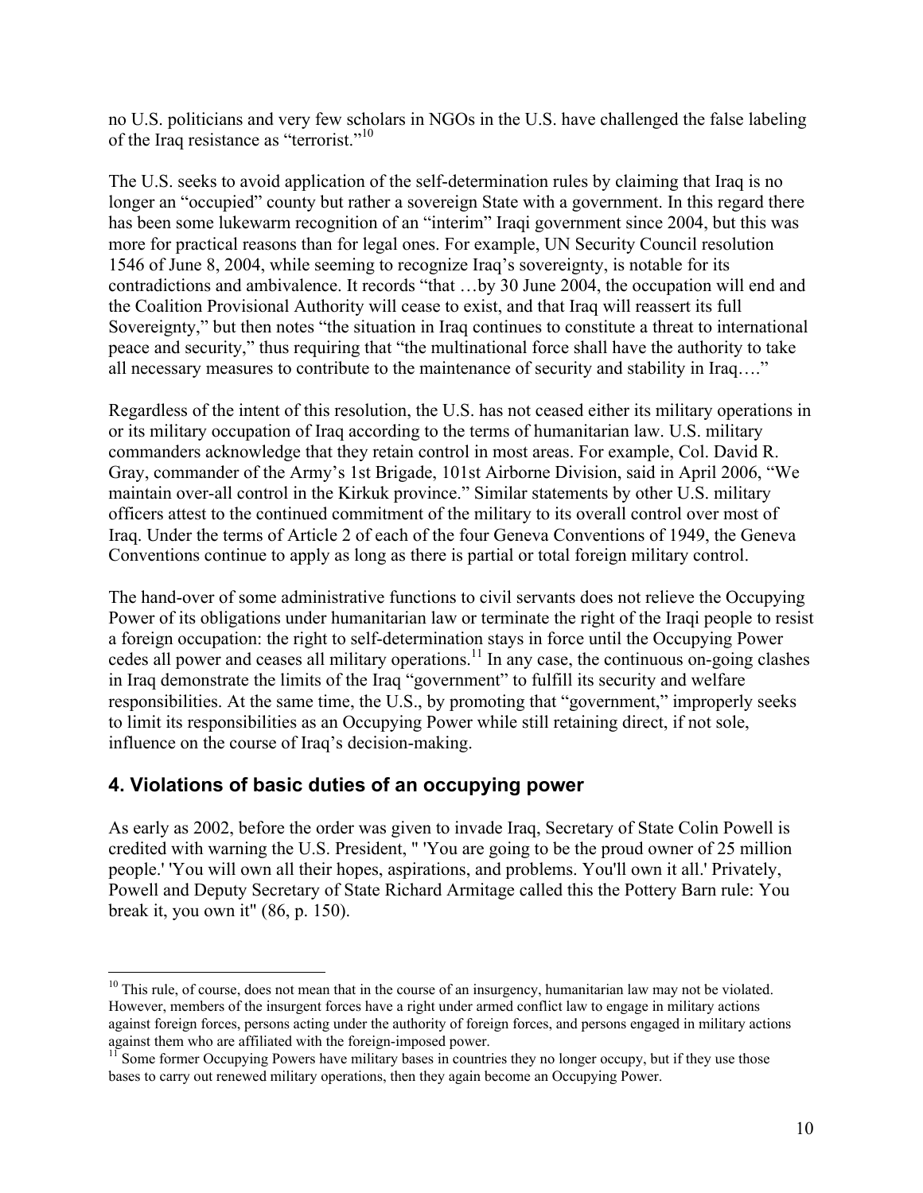no U.S. politicians and very few scholars in NGOs in the U.S. have challenged the false labeling of the Iraq resistance as "terrorist."[10]

The U.S. seeks to avoid application of the self-determination rules by claiming that Iraq is no longer an "occupied" county but rather a sovereign State with a government. In this regard there has been some lukewarm recognition of an "interim" Iraqi government since 2004, but this was more for practical reasons than for legal ones. For example, UN Security Council resolution 1546 of June 8, 2004, while seeming to recognize Iraq's sovereignty, is notable for its contradictions and ambivalence. It records "that …by 30 June 2004, the occupation will end and the Coalition Provisional Authority will cease to exist, and that Iraq will reassert its full Sovereignty," but then notes "the situation in Iraq continues to constitute a threat to international peace and security," thus requiring that "the multinational force shall have the authority to take all necessary measures to contribute to the maintenance of security and stability in Iraq…."

Regardless of the intent of this resolution, the U.S. has not ceased either its military operations in or its military occupation of Iraq according to the terms of humanitarian law. U.S. military commanders acknowledge that they retain control in most areas. For example, Col. David R. Gray, commander of the Army's 1st Brigade, 101st Airborne Division, said in April 2006, "We maintain over-all control in the Kirkuk province." Similar statements by other U.S. military officers attest to the continued commitment of the military to its overall control over most of Iraq. Under the terms of Article 2 of each of the four Geneva Conventions of 1949, the Geneva Conventions continue to apply as long as there is partial or total foreign military control.

The hand-over of some administrative functions to civil servants does not relieve the Occupying Power of its obligations under humanitarian law or terminate the right of the Iraqi people to resist a foreign occupation: the right to self-determination stays in force until the Occupying Power cedes all power and ceases all military operations.[11] In any case, the continuous on-going clashes in Iraq demonstrate the limits of the Iraq "government" to fulfill its security and welfare responsibilities. At the same time, the U.S., by promoting that "government," improperly seeks to limit its responsibilities as an Occupying Power while still retaining direct, if not sole, influence on the course of Iraq's decision-making.

## 4. Violations of basic duties of an occupying power

As early as 2002, before the order was given to invade Iraq, Secretary of State Colin Powell is credited with warning the U.S. President, " 'You are going to be the proud owner of 25 million people.' 'You will own all their hopes, aspirations, and problems. You'll own it all.' Privately, Powell and Deputy Secretary of State Richard Armitage called this the Pottery Barn rule: You break it, you own it" (86, p. 150).

---

[10] This rule, of course, does not mean that in the course of an insurgency, humanitarian law may not be violated. However, members of the insurgent forces have a right under armed conflict law to engage in military actions against foreign forces, persons acting under the authority of foreign forces, and persons engaged in military actions against them who are affiliated with the foreign-imposed power.

[11] Some former Occupying Powers have military bases in countries they no longer occupy, but if they use those bases to carry out renewed military operations, then they again become an Occupying Power.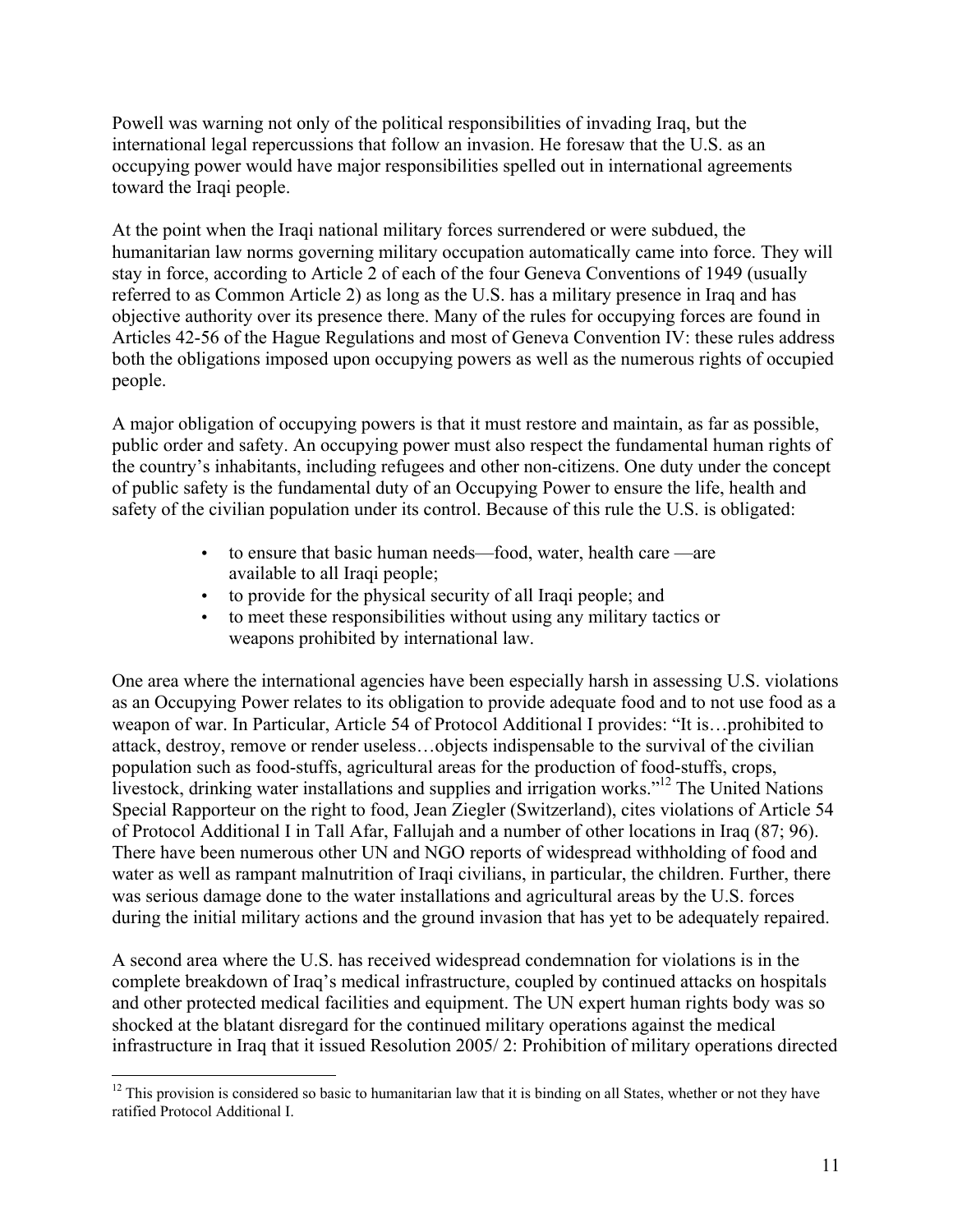Powell was warning not only of the political responsibilities of invading Iraq, but the international legal repercussions that follow an invasion. He foresaw that the U.S. as an occupying power would have major responsibilities spelled out in international agreements toward the Iraqi people.

At the point when the Iraqi national military forces surrendered or were subdued, the humanitarian law norms governing military occupation automatically came into force. They will stay in force, according to Article 2 of each of the four Geneva Conventions of 1949 (usually referred to as Common Article 2) as long as the U.S. has a military presence in Iraq and has objective authority over its presence there. Many of the rules for occupying forces are found in Articles 42-56 of the Hague Regulations and most of Geneva Convention IV: these rules address both the obligations imposed upon occupying powers as well as the numerous rights of occupied people.

A major obligation of occupying powers is that it must restore and maintain, as far as possible, public order and safety. An occupying power must also respect the fundamental human rights of the country's inhabitants, including refugees and other non-citizens. One duty under the concept of public safety is the fundamental duty of an Occupying Power to ensure the life, health and safety of the civilian population under its control. Because of this rule the U.S. is obligated:

- to ensure that basic human needs—food, water, health care —are available to all Iraqi people;
- to provide for the physical security of all Iraqi people; and
- to meet these responsibilities without using any military tactics or weapons prohibited by international law.

One area where the international agencies have been especially harsh in assessing U.S. violations as an Occupying Power relates to its obligation to provide adequate food and to not use food as a weapon of war. In Particular, Article 54 of Protocol Additional I provides: "It is…prohibited to attack, destroy, remove or render useless…objects indispensable to the survival of the civilian population such as food-stuffs, agricultural areas for the production of food-stuffs, crops, livestock, drinking water installations and supplies and irrigation works."[12] The United Nations Special Rapporteur on the right to food, Jean Ziegler (Switzerland), cites violations of Article 54 of Protocol Additional I in Tall Afar, Fallujah and a number of other locations in Iraq (87; 96). There have been numerous other UN and NGO reports of widespread withholding of food and water as well as rampant malnutrition of Iraqi civilians, in particular, the children. Further, there was serious damage done to the water installations and agricultural areas by the U.S. forces during the initial military actions and the ground invasion that has yet to be adequately repaired.

A second area where the U.S. has received widespread condemnation for violations is in the complete breakdown of Iraq's medical infrastructure, coupled by continued attacks on hospitals and other protected medical facilities and equipment. The UN expert human rights body was so shocked at the blatant disregard for the continued military operations against the medical infrastructure in Iraq that it issued Resolution 2005/ 2: Prohibition of military operations directed

[12] This provision is considered so basic to humanitarian law that it is binding on all States, whether or not they have ratified Protocol Additional I.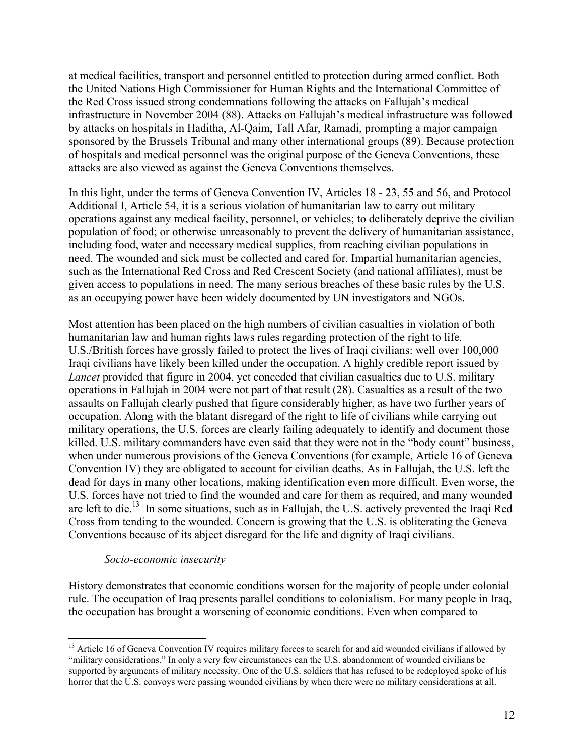at medical facilities, transport and personnel entitled to protection during armed conflict. Both the United Nations High Commissioner for Human Rights and the International Committee of the Red Cross issued strong condemnations following the attacks on Fallujah's medical infrastructure in November 2004 (88). Attacks on Fallujah's medical infrastructure was followed by attacks on hospitals in Haditha, Al-Qaim, Tall Afar, Ramadi, prompting a major campaign sponsored by the Brussels Tribunal and many other international groups (89). Because protection of hospitals and medical personnel was the original purpose of the Geneva Conventions, these attacks are also viewed as against the Geneva Conventions themselves.

In this light, under the terms of Geneva Convention IV, Articles 18 - 23, 55 and 56, and Protocol Additional I, Article 54, it is a serious violation of humanitarian law to carry out military operations against any medical facility, personnel, or vehicles; to deliberately deprive the civilian population of food; or otherwise unreasonably to prevent the delivery of humanitarian assistance, including food, water and necessary medical supplies, from reaching civilian populations in need. The wounded and sick must be collected and cared for. Impartial humanitarian agencies, such as the International Red Cross and Red Crescent Society (and national affiliates), must be given access to populations in need. The many serious breaches of these basic rules by the U.S. as an occupying power have been widely documented by UN investigators and NGOs.

Most attention has been placed on the high numbers of civilian casualties in violation of both humanitarian law and human rights laws rules regarding protection of the right to life. U.S./British forces have grossly failed to protect the lives of Iraqi civilians: well over 100,000 Iraqi civilians have likely been killed under the occupation. A highly credible report issued by *Lancet* provided that figure in 2004, yet conceded that civilian casualties due to U.S. military operations in Fallujah in 2004 were not part of that result (28). Casualties as a result of the two assaults on Fallujah clearly pushed that figure considerably higher, as have two further years of occupation. Along with the blatant disregard of the right to life of civilians while carrying out military operations, the U.S. forces are clearly failing adequately to identify and document those killed. U.S. military commanders have even said that they were not in the "body count" business, when under numerous provisions of the Geneva Conventions (for example, Article 16 of Geneva Convention IV) they are obligated to account for civilian deaths. As in Fallujah, the U.S. left the dead for days in many other locations, making identification even more difficult. Even worse, the U.S. forces have not tried to find the wounded and care for them as required, and many wounded are left to die.[13] In some situations, such as in Fallujah, the U.S. actively prevented the Iraqi Red Cross from tending to the wounded. Concern is growing that the U.S. is obliterating the Geneva Conventions because of its abject disregard for the life and dignity of Iraqi civilians.

*Socio-economic insecurity*

History demonstrates that economic conditions worsen for the majority of people under colonial rule. The occupation of Iraq presents parallel conditions to colonialism. For many people in Iraq, the occupation has brought a worsening of economic conditions. Even when compared to

---

[13] Article 16 of Geneva Convention IV requires military forces to search for and aid wounded civilians if allowed by "military considerations." In only a very few circumstances can the U.S. abandonment of wounded civilians be supported by arguments of military necessity. One of the U.S. soldiers that has refused to be redeployed spoke of his horror that the U.S. convoys were passing wounded civilians by when there were no military considerations at all.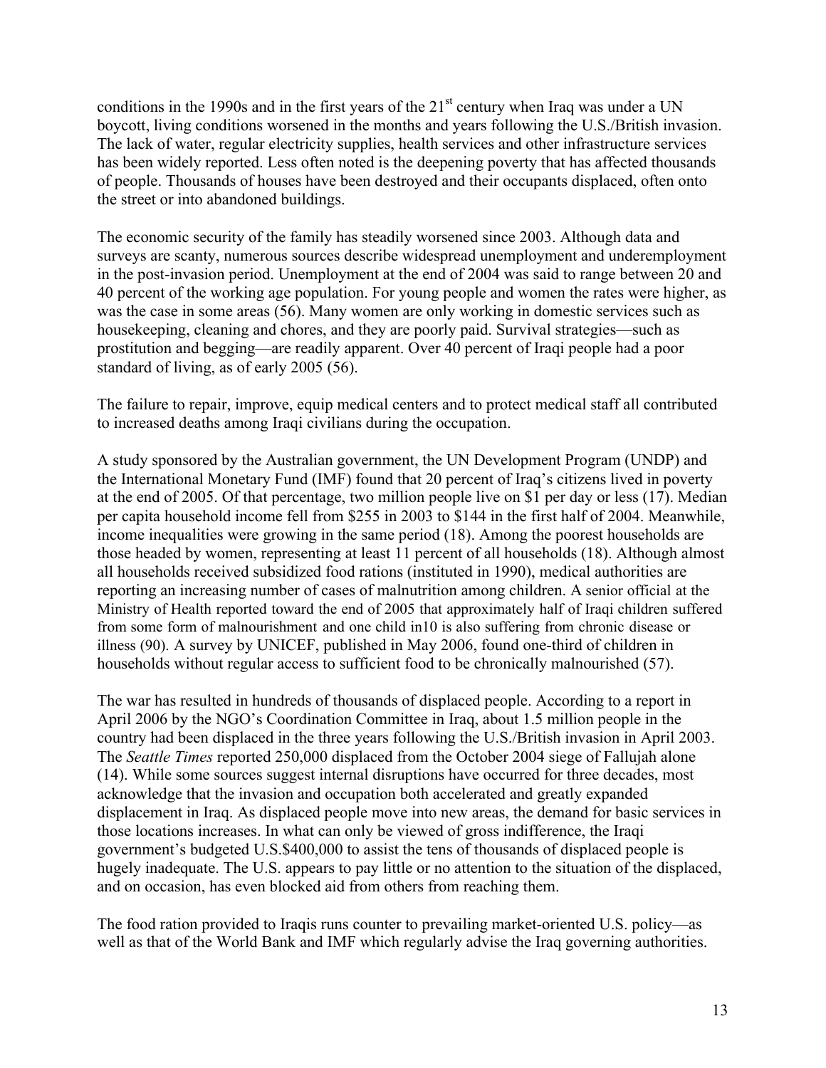conditions in the 1990s and in the first years of the 21st century when Iraq was under a UN boycott, living conditions worsened in the months and years following the U.S./British invasion. The lack of water, regular electricity supplies, health services and other infrastructure services has been widely reported. Less often noted is the deepening poverty that has affected thousands of people. Thousands of houses have been destroyed and their occupants displaced, often onto the street or into abandoned buildings.

The economic security of the family has steadily worsened since 2003. Although data and surveys are scanty, numerous sources describe widespread unemployment and underemployment in the post-invasion period. Unemployment at the end of 2004 was said to range between 20 and 40 percent of the working age population. For young people and women the rates were higher, as was the case in some areas (56). Many women are only working in domestic services such as housekeeping, cleaning and chores, and they are poorly paid. Survival strategies—such as prostitution and begging—are readily apparent. Over 40 percent of Iraqi people had a poor standard of living, as of early 2005 (56).

The failure to repair, improve, equip medical centers and to protect medical staff all contributed to increased deaths among Iraqi civilians during the occupation.

A study sponsored by the Australian government, the UN Development Program (UNDP) and the International Monetary Fund (IMF) found that 20 percent of Iraq's citizens lived in poverty at the end of 2005. Of that percentage, two million people live on $1 per day or less (17). Median per capita household income fell from $255 in 2003 to $144 in the first half of 2004. Meanwhile, income inequalities were growing in the same period (18). Among the poorest households are those headed by women, representing at least 11 percent of all households (18). Although almost all households received subsidized food rations (instituted in 1990), medical authorities are reporting an increasing number of cases of malnutrition among children. A senior official at the Ministry of Health reported toward the end of 2005 that approximately half of Iraqi children suffered from some form of malnourishment and one child in10 is also suffering from chronic disease or illness (90). A survey by UNICEF, published in May 2006, found one-third of children in households without regular access to sufficient food to be chronically malnourished (57).

The war has resulted in hundreds of thousands of displaced people. According to a report in April 2006 by the NGO's Coordination Committee in Iraq, about 1.5 million people in the country had been displaced in the three years following the U.S./British invasion in April 2003. The *Seattle Times* reported 250,000 displaced from the October 2004 siege of Fallujah alone (14). While some sources suggest internal disruptions have occurred for three decades, most acknowledge that the invasion and occupation both accelerated and greatly expanded displacement in Iraq. As displaced people move into new areas, the demand for basic services in those locations increases. In what can only be viewed of gross indifference, the Iraqi government's budgeted U.S.$400,000 to assist the tens of thousands of displaced people is hugely inadequate. The U.S. appears to pay little or no attention to the situation of the displaced, and on occasion, has even blocked aid from others from reaching them.

The food ration provided to Iraqis runs counter to prevailing market-oriented U.S. policy—as well as that of the World Bank and IMF which regularly advise the Iraq governing authorities.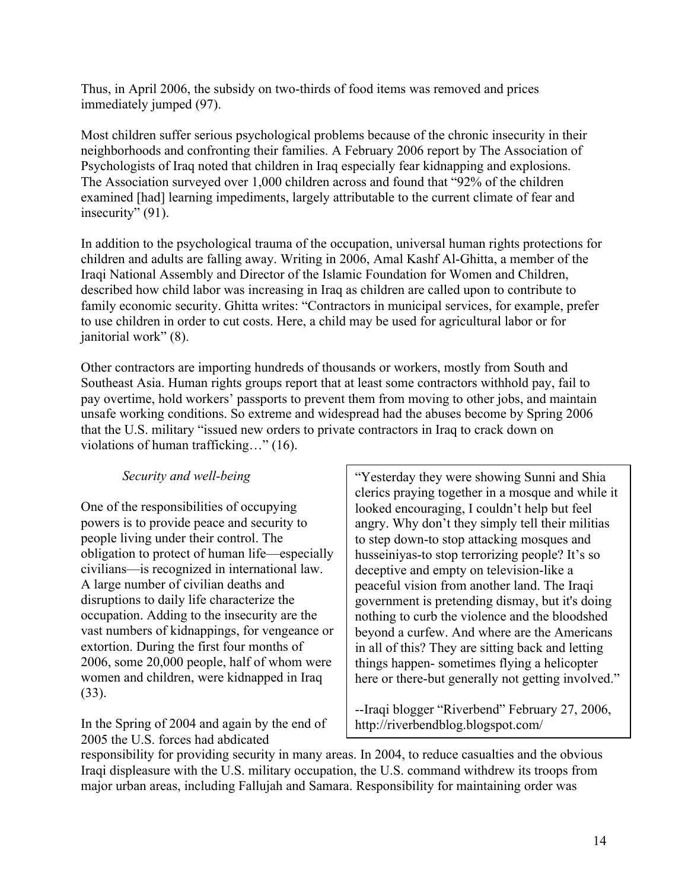Thus, in April 2006, the subsidy on two-thirds of food items was removed and prices immediately jumped (97).

Most children suffer serious psychological problems because of the chronic insecurity in their neighborhoods and confronting their families. A February 2006 report by The Association of Psychologists of Iraq noted that children in Iraq especially fear kidnapping and explosions. The Association surveyed over 1,000 children across and found that "92% of the children examined [had] learning impediments, largely attributable to the current climate of fear and insecurity" (91).

In addition to the psychological trauma of the occupation, universal human rights protections for children and adults are falling away. Writing in 2006, Amal Kashf Al-Ghitta, a member of the Iraqi National Assembly and Director of the Islamic Foundation for Women and Children, described how child labor was increasing in Iraq as children are called upon to contribute to family economic security. Ghitta writes: "Contractors in municipal services, for example, prefer to use children in order to cut costs. Here, a child may be used for agricultural labor or for janitorial work" (8).

Other contractors are importing hundreds of thousands or workers, mostly from South and Southeast Asia. Human rights groups report that at least some contractors withhold pay, fail to pay overtime, hold workers' passports to prevent them from moving to other jobs, and maintain unsafe working conditions. So extreme and widespread had the abuses become by Spring 2006 that the U.S. military "issued new orders to private contractors in Iraq to crack down on violations of human trafficking…" (16).

*Security and well-being*

One of the responsibilities of occupying powers is to provide peace and security to people living under their control. The obligation to protect of human life—especially civilians—is recognized in international law. A large number of civilian deaths and disruptions to daily life characterize the occupation. Adding to the insecurity are the vast numbers of kidnappings, for vengeance or extortion. During the first four months of 2006, some 20,000 people, half of whom were women and children, were kidnapped in Iraq (33).

> "Yesterday they were showing Sunni and Shia clerics praying together in a mosque and while it looked encouraging, I couldn't help but feel angry. Why don't they simply tell their militias to step down-to stop attacking mosques and husseiniyas-to stop terrorizing people? It's so deceptive and empty on television-like a peaceful vision from another land. The Iraqi government is pretending dismay, but it's doing nothing to curb the violence and the bloodshed beyond a curfew. And where are the Americans in all of this? They are sitting back and letting things happen- sometimes flying a helicopter here or there-but generally not getting involved."
>
> --Iraqi blogger "Riverbend" February 27, 2006, http://riverbendblog.blogspot.com/

In the Spring of 2004 and again by the end of 2005 the U.S. forces had abdicated responsibility for providing security in many areas. In 2004, to reduce casualties and the obvious Iraqi displeasure with the U.S. military occupation, the U.S. command withdrew its troops from major urban areas, including Fallujah and Samara. Responsibility for maintaining order was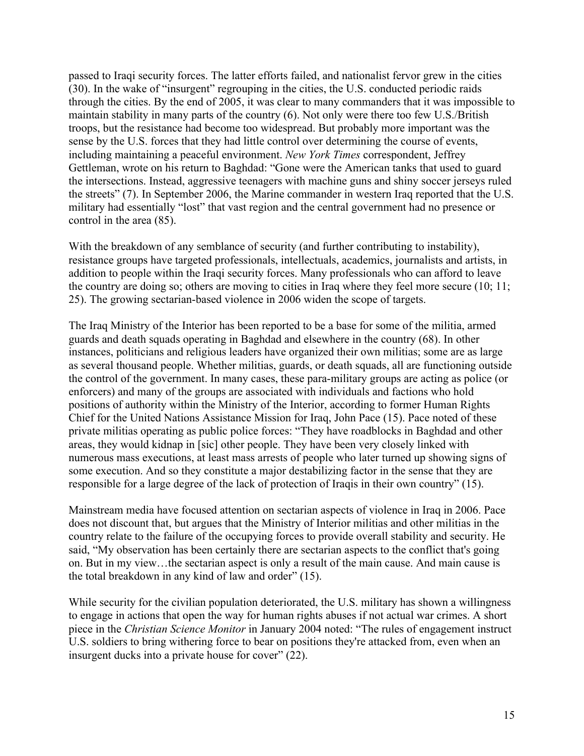passed to Iraqi security forces. The latter efforts failed, and nationalist fervor grew in the cities (30). In the wake of "insurgent" regrouping in the cities, the U.S. conducted periodic raids through the cities. By the end of 2005, it was clear to many commanders that it was impossible to maintain stability in many parts of the country (6). Not only were there too few U.S./British troops, but the resistance had become too widespread. But probably more important was the sense by the U.S. forces that they had little control over determining the course of events, including maintaining a peaceful environment. *New York Times* correspondent, Jeffrey Gettleman, wrote on his return to Baghdad: "Gone were the American tanks that used to guard the intersections. Instead, aggressive teenagers with machine guns and shiny soccer jerseys ruled the streets" (7). In September 2006, the Marine commander in western Iraq reported that the U.S. military had essentially "lost" that vast region and the central government had no presence or control in the area (85).

With the breakdown of any semblance of security (and further contributing to instability), resistance groups have targeted professionals, intellectuals, academics, journalists and artists, in addition to people within the Iraqi security forces. Many professionals who can afford to leave the country are doing so; others are moving to cities in Iraq where they feel more secure (10; 11; 25). The growing sectarian-based violence in 2006 widen the scope of targets.

The Iraq Ministry of the Interior has been reported to be a base for some of the militia, armed guards and death squads operating in Baghdad and elsewhere in the country (68). In other instances, politicians and religious leaders have organized their own militias; some are as large as several thousand people. Whether militias, guards, or death squads, all are functioning outside the control of the government. In many cases, these para-military groups are acting as police (or enforcers) and many of the groups are associated with individuals and factions who hold positions of authority within the Ministry of the Interior, according to former Human Rights Chief for the United Nations Assistance Mission for Iraq, John Pace (15). Pace noted of these private militias operating as public police forces: "They have roadblocks in Baghdad and other areas, they would kidnap in [sic] other people. They have been very closely linked with numerous mass executions, at least mass arrests of people who later turned up showing signs of some execution. And so they constitute a major destabilizing factor in the sense that they are responsible for a large degree of the lack of protection of Iraqis in their own country" (15).

Mainstream media have focused attention on sectarian aspects of violence in Iraq in 2006. Pace does not discount that, but argues that the Ministry of Interior militias and other militias in the country relate to the failure of the occupying forces to provide overall stability and security. He said, "My observation has been certainly there are sectarian aspects to the conflict that's going on. But in my view…the sectarian aspect is only a result of the main cause. And main cause is the total breakdown in any kind of law and order" (15).

While security for the civilian population deteriorated, the U.S. military has shown a willingness to engage in actions that open the way for human rights abuses if not actual war crimes. A short piece in the *Christian Science Monitor* in January 2004 noted: "The rules of engagement instruct U.S. soldiers to bring withering force to bear on positions they're attacked from, even when an insurgent ducks into a private house for cover" (22).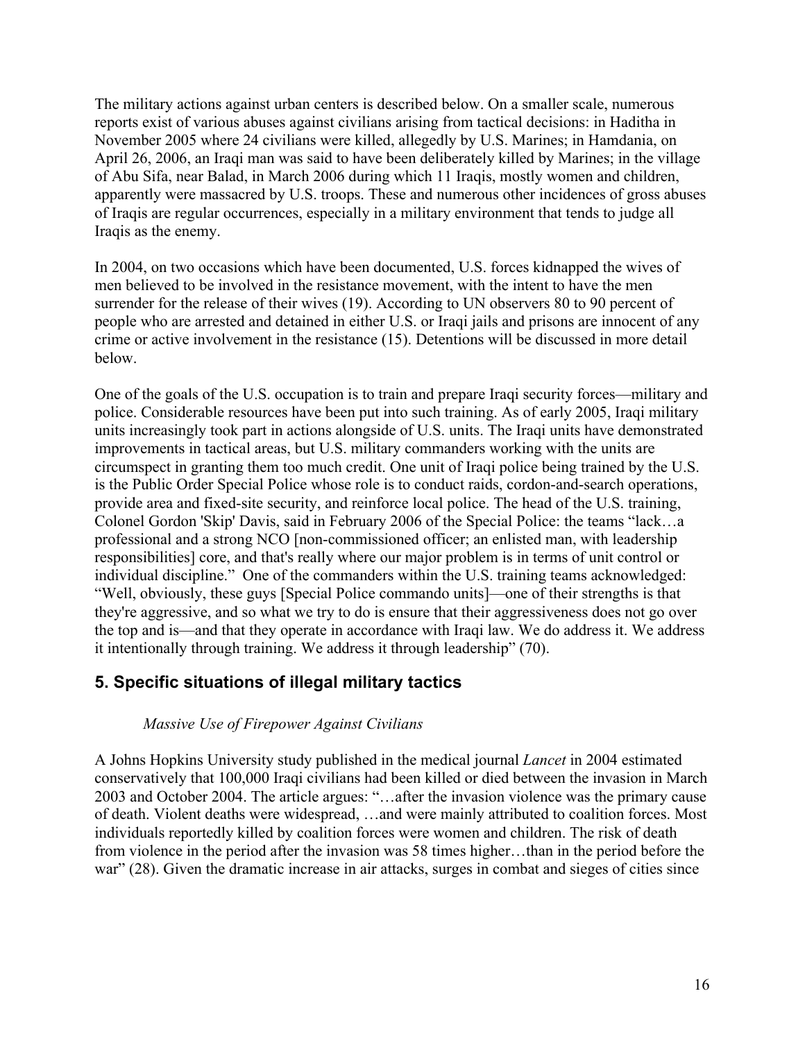The military actions against urban centers is described below. On a smaller scale, numerous reports exist of various abuses against civilians arising from tactical decisions: in Haditha in November 2005 where 24 civilians were killed, allegedly by U.S. Marines; in Hamdania, on April 26, 2006, an Iraqi man was said to have been deliberately killed by Marines; in the village of Abu Sifa, near Balad, in March 2006 during which 11 Iraqis, mostly women and children, apparently were massacred by U.S. troops. These and numerous other incidences of gross abuses of Iraqis are regular occurrences, especially in a military environment that tends to judge all Iraqis as the enemy.

In 2004, on two occasions which have been documented, U.S. forces kidnapped the wives of men believed to be involved in the resistance movement, with the intent to have the men surrender for the release of their wives (19). According to UN observers 80 to 90 percent of people who are arrested and detained in either U.S. or Iraqi jails and prisons are innocent of any crime or active involvement in the resistance (15). Detentions will be discussed in more detail below.

One of the goals of the U.S. occupation is to train and prepare Iraqi security forces—military and police. Considerable resources have been put into such training. As of early 2005, Iraqi military units increasingly took part in actions alongside of U.S. units. The Iraqi units have demonstrated improvements in tactical areas, but U.S. military commanders working with the units are circumspect in granting them too much credit. One unit of Iraqi police being trained by the U.S. is the Public Order Special Police whose role is to conduct raids, cordon-and-search operations, provide area and fixed-site security, and reinforce local police. The head of the U.S. training, Colonel Gordon 'Skip' Davis, said in February 2006 of the Special Police: the teams "lack…a professional and a strong NCO [non-commissioned officer; an enlisted man, with leadership responsibilities] core, and that's really where our major problem is in terms of unit control or individual discipline." One of the commanders within the U.S. training teams acknowledged: "Well, obviously, these guys [Special Police commando units]—one of their strengths is that they're aggressive, and so what we try to do is ensure that their aggressiveness does not go over the top and is—and that they operate in accordance with Iraqi law. We do address it. We address it intentionally through training. We address it through leadership" (70).

## 5. Specific situations of illegal military tactics

*Massive Use of Firepower Against Civilians*

A Johns Hopkins University study published in the medical journal *Lancet* in 2004 estimated conservatively that 100,000 Iraqi civilians had been killed or died between the invasion in March 2003 and October 2004. The article argues: "…after the invasion violence was the primary cause of death. Violent deaths were widespread, …and were mainly attributed to coalition forces. Most individuals reportedly killed by coalition forces were women and children. The risk of death from violence in the period after the invasion was 58 times higher…than in the period before the war" (28). Given the dramatic increase in air attacks, surges in combat and sieges of cities since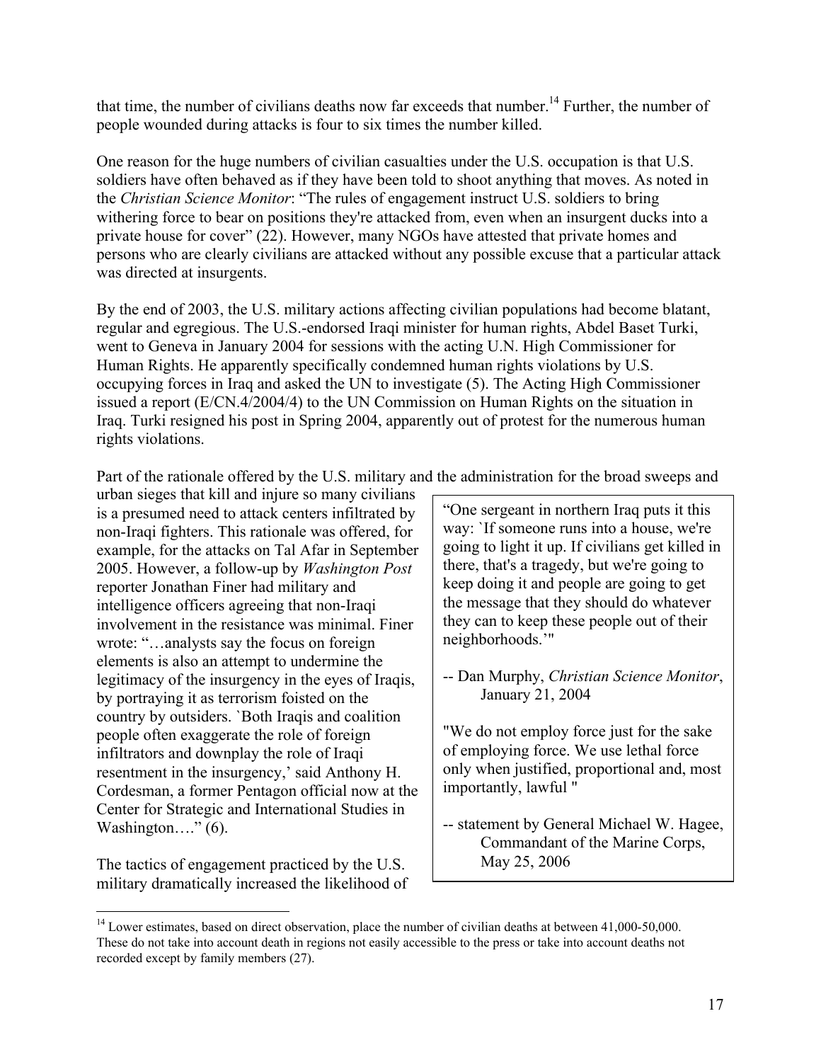that time, the number of civilians deaths now far exceeds that number.[14] Further, the number of people wounded during attacks is four to six times the number killed.

One reason for the huge numbers of civilian casualties under the U.S. occupation is that U.S. soldiers have often behaved as if they have been told to shoot anything that moves. As noted in the *Christian Science Monitor*: "The rules of engagement instruct U.S. soldiers to bring withering force to bear on positions they're attacked from, even when an insurgent ducks into a private house for cover" (22). However, many NGOs have attested that private homes and persons who are clearly civilians are attacked without any possible excuse that a particular attack was directed at insurgents.

By the end of 2003, the U.S. military actions affecting civilian populations had become blatant, regular and egregious. The U.S.-endorsed Iraqi minister for human rights, Abdel Baset Turki, went to Geneva in January 2004 for sessions with the acting U.N. High Commissioner for Human Rights. He apparently specifically condemned human rights violations by U.S. occupying forces in Iraq and asked the UN to investigate (5). The Acting High Commissioner issued a report (E/CN.4/2004/4) to the UN Commission on Human Rights on the situation in Iraq. Turki resigned his post in Spring 2004, apparently out of protest for the numerous human rights violations.

Part of the rationale offered by the U.S. military and the administration for the broad sweeps and urban sieges that kill and injure so many civilians is a presumed need to attack centers infiltrated by non-Iraqi fighters. This rationale was offered, for example, for the attacks on Tal Afar in September 2005. However, a follow-up by *Washington Post* reporter Jonathan Finer had military and intelligence officers agreeing that non-Iraqi involvement in the resistance was minimal. Finer wrote: "…analysts say the focus on foreign elements is also an attempt to undermine the legitimacy of the insurgency in the eyes of Iraqis, by portraying it as terrorism foisted on the country by outsiders. `Both Iraqis and coalition people often exaggerate the role of foreign infiltrators and downplay the role of Iraqi resentment in the insurgency,' said Anthony H. Cordesman, a former Pentagon official now at the Center for Strategic and International Studies in Washington…." (6).

> "One sergeant in northern Iraq puts it this way: `If someone runs into a house, we're going to light it up. If civilians get killed in there, that's a tragedy, but we're going to keep doing it and people are going to get the message that they should do whatever they can to keep these people out of their neighborhoods.'"
>
> -- Dan Murphy, *Christian Science Monitor*, January 21, 2004
>
> "We do not employ force just for the sake of employing force. We use lethal force only when justified, proportional and, most importantly, lawful "
>
> -- statement by General Michael W. Hagee, Commandant of the Marine Corps, May 25, 2006

The tactics of engagement practiced by the U.S. military dramatically increased the likelihood of

[14] Lower estimates, based on direct observation, place the number of civilian deaths at between 41,000-50,000. These do not take into account death in regions not easily accessible to the press or take into account deaths not recorded except by family members (27).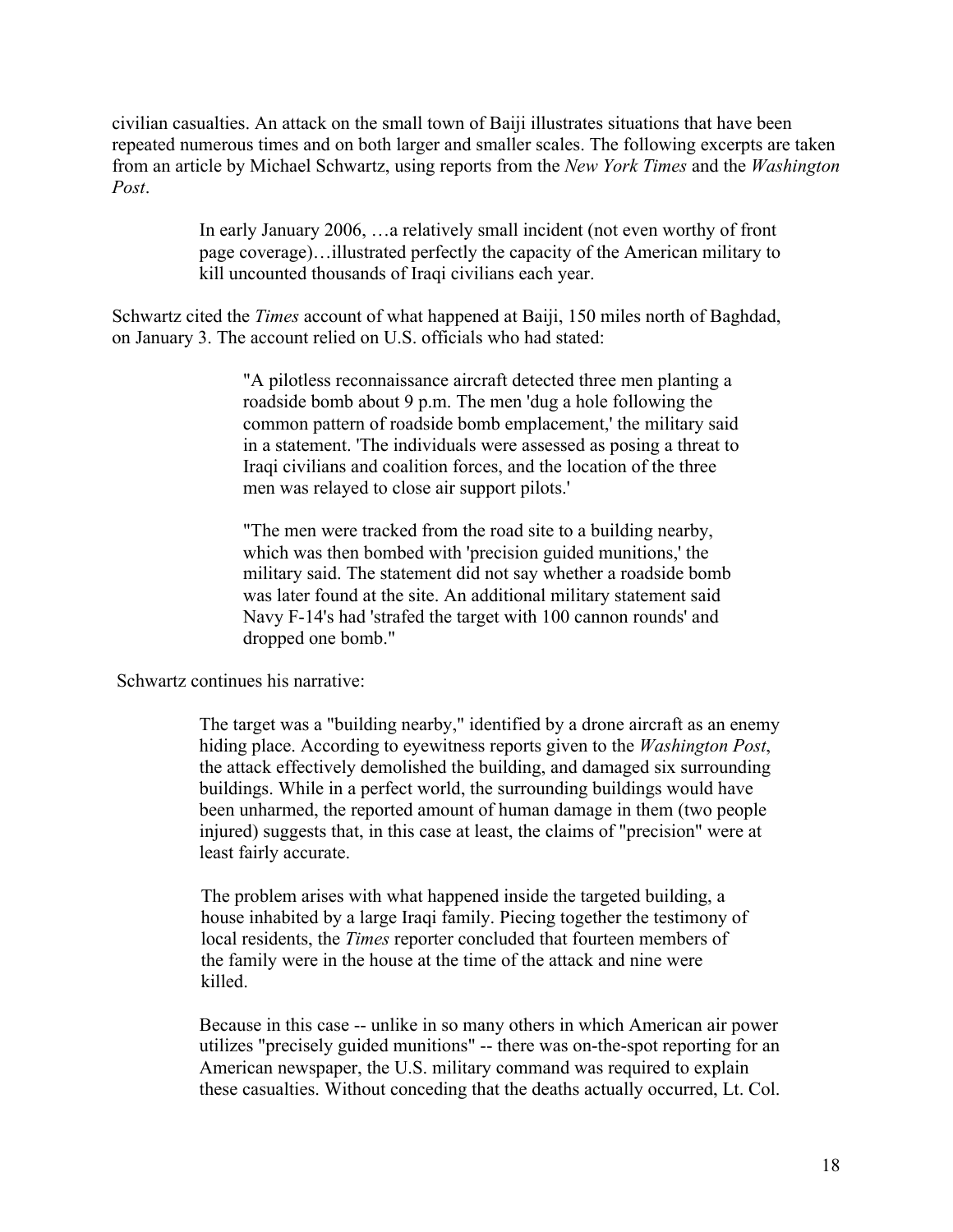civilian casualties. An attack on the small town of Baiji illustrates situations that have been repeated numerous times and on both larger and smaller scales. The following excerpts are taken from an article by Michael Schwartz, using reports from the *New York Times* and the *Washington Post*.

> In early January 2006, …a relatively small incident (not even worthy of front page coverage)…illustrated perfectly the capacity of the American military to kill uncounted thousands of Iraqi civilians each year.

Schwartz cited the *Times* account of what happened at Baiji, 150 miles north of Baghdad, on January 3. The account relied on U.S. officials who had stated:

> "A pilotless reconnaissance aircraft detected three men planting a roadside bomb about 9 p.m. The men 'dug a hole following the common pattern of roadside bomb emplacement,' the military said in a statement. 'The individuals were assessed as posing a threat to Iraqi civilians and coalition forces, and the location of the three men was relayed to close air support pilots.'
>
> "The men were tracked from the road site to a building nearby, which was then bombed with 'precision guided munitions,' the military said. The statement did not say whether a roadside bomb was later found at the site. An additional military statement said Navy F-14's had 'strafed the target with 100 cannon rounds' and dropped one bomb."

Schwartz continues his narrative:

> The target was a "building nearby," identified by a drone aircraft as an enemy hiding place. According to eyewitness reports given to the *Washington Post*, the attack effectively demolished the building, and damaged six surrounding buildings. While in a perfect world, the surrounding buildings would have been unharmed, the reported amount of human damage in them (two people injured) suggests that, in this case at least, the claims of "precision" were at least fairly accurate.
>
> The problem arises with what happened inside the targeted building, a house inhabited by a large Iraqi family. Piecing together the testimony of local residents, the *Times* reporter concluded that fourteen members of the family were in the house at the time of the attack and nine were killed.
>
> Because in this case -- unlike in so many others in which American air power utilizes "precisely guided munitions" -- there was on-the-spot reporting for an American newspaper, the U.S. military command was required to explain these casualties. Without conceding that the deaths actually occurred, Lt. Col.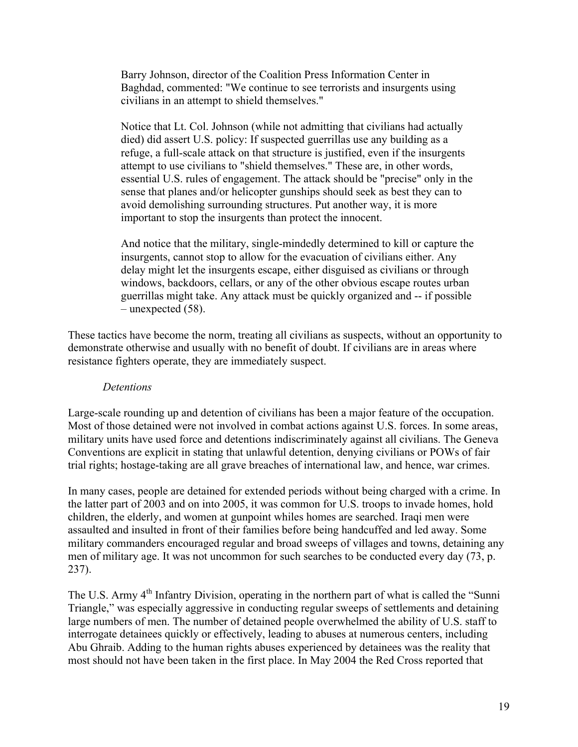> Barry Johnson, director of the Coalition Press Information Center in Baghdad, commented: "We continue to see terrorists and insurgents using civilians in an attempt to shield themselves."
>
> Notice that Lt. Col. Johnson (while not admitting that civilians had actually died) did assert U.S. policy: If suspected guerrillas use any building as a refuge, a full-scale attack on that structure is justified, even if the insurgents attempt to use civilians to "shield themselves." These are, in other words, essential U.S. rules of engagement. The attack should be "precise" only in the sense that planes and/or helicopter gunships should seek as best they can to avoid demolishing surrounding structures. Put another way, it is more important to stop the insurgents than protect the innocent.
>
> And notice that the military, single-mindedly determined to kill or capture the insurgents, cannot stop to allow for the evacuation of civilians either. Any delay might let the insurgents escape, either disguised as civilians or through windows, backdoors, cellars, or any of the other obvious escape routes urban guerrillas might take. Any attack must be quickly organized and -- if possible – unexpected (58).

These tactics have become the norm, treating all civilians as suspects, without an opportunity to demonstrate otherwise and usually with no benefit of doubt. If civilians are in areas where resistance fighters operate, they are immediately suspect.

*Detentions*

Large-scale rounding up and detention of civilians has been a major feature of the occupation. Most of those detained were not involved in combat actions against U.S. forces. In some areas, military units have used force and detentions indiscriminately against all civilians. The Geneva Conventions are explicit in stating that unlawful detention, denying civilians or POWs of fair trial rights; hostage-taking are all grave breaches of international law, and hence, war crimes.

In many cases, people are detained for extended periods without being charged with a crime. In the latter part of 2003 and on into 2005, it was common for U.S. troops to invade homes, hold children, the elderly, and women at gunpoint whiles homes are searched. Iraqi men were assaulted and insulted in front of their families before being handcuffed and led away. Some military commanders encouraged regular and broad sweeps of villages and towns, detaining any men of military age. It was not uncommon for such searches to be conducted every day (73, p. 237).

The U.S. Army 4th Infantry Division, operating in the northern part of what is called the "Sunni Triangle," was especially aggressive in conducting regular sweeps of settlements and detaining large numbers of men. The number of detained people overwhelmed the ability of U.S. staff to interrogate detainees quickly or effectively, leading to abuses at numerous centers, including Abu Ghraib. Adding to the human rights abuses experienced by detainees was the reality that most should not have been taken in the first place. In May 2004 the Red Cross reported that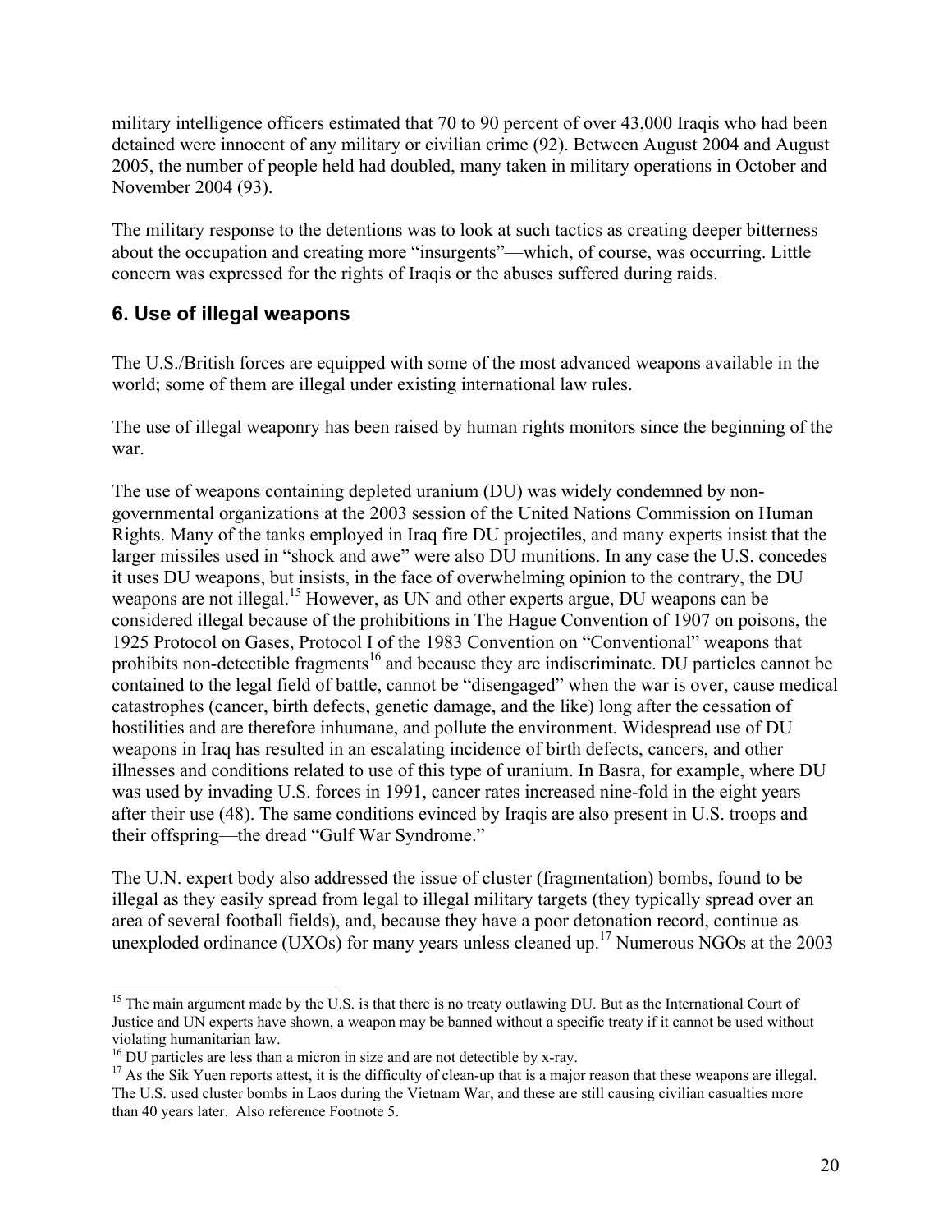military intelligence officers estimated that 70 to 90 percent of over 43,000 Iraqis who had been detained were innocent of any military or civilian crime (92). Between August 2004 and August 2005, the number of people held had doubled, many taken in military operations in October and November 2004 (93).

The military response to the detentions was to look at such tactics as creating deeper bitterness about the occupation and creating more "insurgents"—which, of course, was occurring. Little concern was expressed for the rights of Iraqis or the abuses suffered during raids.

## 6. Use of illegal weapons

The U.S./British forces are equipped with some of the most advanced weapons available in the world; some of them are illegal under existing international law rules.

The use of illegal weaponry has been raised by human rights monitors since the beginning of the war.

The use of weapons containing depleted uranium (DU) was widely condemned by non-governmental organizations at the 2003 session of the United Nations Commission on Human Rights. Many of the tanks employed in Iraq fire DU projectiles, and many experts insist that the larger missiles used in "shock and awe" were also DU munitions. In any case the U.S. concedes it uses DU weapons, but insists, in the face of overwhelming opinion to the contrary, the DU weapons are not illegal.[15] However, as UN and other experts argue, DU weapons can be considered illegal because of the prohibitions in The Hague Convention of 1907 on poisons, the 1925 Protocol on Gases, Protocol I of the 1983 Convention on "Conventional" weapons that prohibits non-detectible fragments[16] and because they are indiscriminate. DU particles cannot be contained to the legal field of battle, cannot be "disengaged" when the war is over, cause medical catastrophes (cancer, birth defects, genetic damage, and the like) long after the cessation of hostilities and are therefore inhumane, and pollute the environment. Widespread use of DU weapons in Iraq has resulted in an escalating incidence of birth defects, cancers, and other illnesses and conditions related to use of this type of uranium. In Basra, for example, where DU was used by invading U.S. forces in 1991, cancer rates increased nine-fold in the eight years after their use (48). The same conditions evinced by Iraqis are also present in U.S. troops and their offspring—the dread "Gulf War Syndrome."

The U.N. expert body also addressed the issue of cluster (fragmentation) bombs, found to be illegal as they easily spread from legal to illegal military targets (they typically spread over an area of several football fields), and, because they have a poor detonation record, continue as unexploded ordinance (UXOs) for many years unless cleaned up.[17] Numerous NGOs at the 2003

---

[15] The main argument made by the U.S. is that there is no treaty outlawing DU. But as the International Court of Justice and UN experts have shown, a weapon may be banned without a specific treaty if it cannot be used without violating humanitarian law.

[16] DU particles are less than a micron in size and are not detectible by x-ray.

[17] As the Sik Yuen reports attest, it is the difficulty of clean-up that is a major reason that these weapons are illegal. The U.S. used cluster bombs in Laos during the Vietnam War, and these are still causing civilian casualties more than 40 years later. Also reference Footnote 5.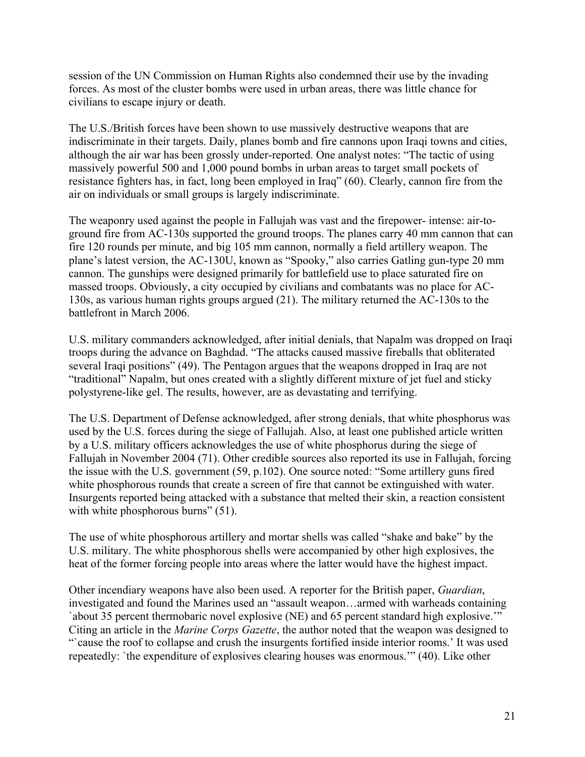session of the UN Commission on Human Rights also condemned their use by the invading forces. As most of the cluster bombs were used in urban areas, there was little chance for civilians to escape injury or death.

The U.S./British forces have been shown to use massively destructive weapons that are indiscriminate in their targets. Daily, planes bomb and fire cannons upon Iraqi towns and cities, although the air war has been grossly under-reported. One analyst notes: "The tactic of using massively powerful 500 and 1,000 pound bombs in urban areas to target small pockets of resistance fighters has, in fact, long been employed in Iraq" (60). Clearly, cannon fire from the air on individuals or small groups is largely indiscriminate.

The weaponry used against the people in Fallujah was vast and the firepower- intense: air-to-ground fire from AC-130s supported the ground troops. The planes carry 40 mm cannon that can fire 120 rounds per minute, and big 105 mm cannon, normally a field artillery weapon. The plane's latest version, the AC-130U, known as "Spooky," also carries Gatling gun-type 20 mm cannon. The gunships were designed primarily for battlefield use to place saturated fire on massed troops. Obviously, a city occupied by civilians and combatants was no place for AC-130s, as various human rights groups argued (21). The military returned the AC-130s to the battlefront in March 2006.

U.S. military commanders acknowledged, after initial denials, that Napalm was dropped on Iraqi troops during the advance on Baghdad. "The attacks caused massive fireballs that obliterated several Iraqi positions" (49). The Pentagon argues that the weapons dropped in Iraq are not "traditional" Napalm, but ones created with a slightly different mixture of jet fuel and sticky polystyrene-like gel. The results, however, are as devastating and terrifying.

The U.S. Department of Defense acknowledged, after strong denials, that white phosphorus was used by the U.S. forces during the siege of Fallujah. Also, at least one published article written by a U.S. military officers acknowledges the use of white phosphorus during the siege of Fallujah in November 2004 (71). Other credible sources also reported its use in Fallujah, forcing the issue with the U.S. government (59, p.102). One source noted: "Some artillery guns fired white phosphorous rounds that create a screen of fire that cannot be extinguished with water. Insurgents reported being attacked with a substance that melted their skin, a reaction consistent with white phosphorous burns" (51).

The use of white phosphorous artillery and mortar shells was called "shake and bake" by the U.S. military. The white phosphorous shells were accompanied by other high explosives, the heat of the former forcing people into areas where the latter would have the highest impact.

Other incendiary weapons have also been used. A reporter for the British paper, *Guardian*, investigated and found the Marines used an "assault weapon…armed with warheads containing `about 35 percent thermobaric novel explosive (NE) and 65 percent standard high explosive.'" Citing an article in the *Marine Corps Gazette*, the author noted that the weapon was designed to "`cause the roof to collapse and crush the insurgents fortified inside interior rooms.' It was used repeatedly: `the expenditure of explosives clearing houses was enormous.'" (40). Like other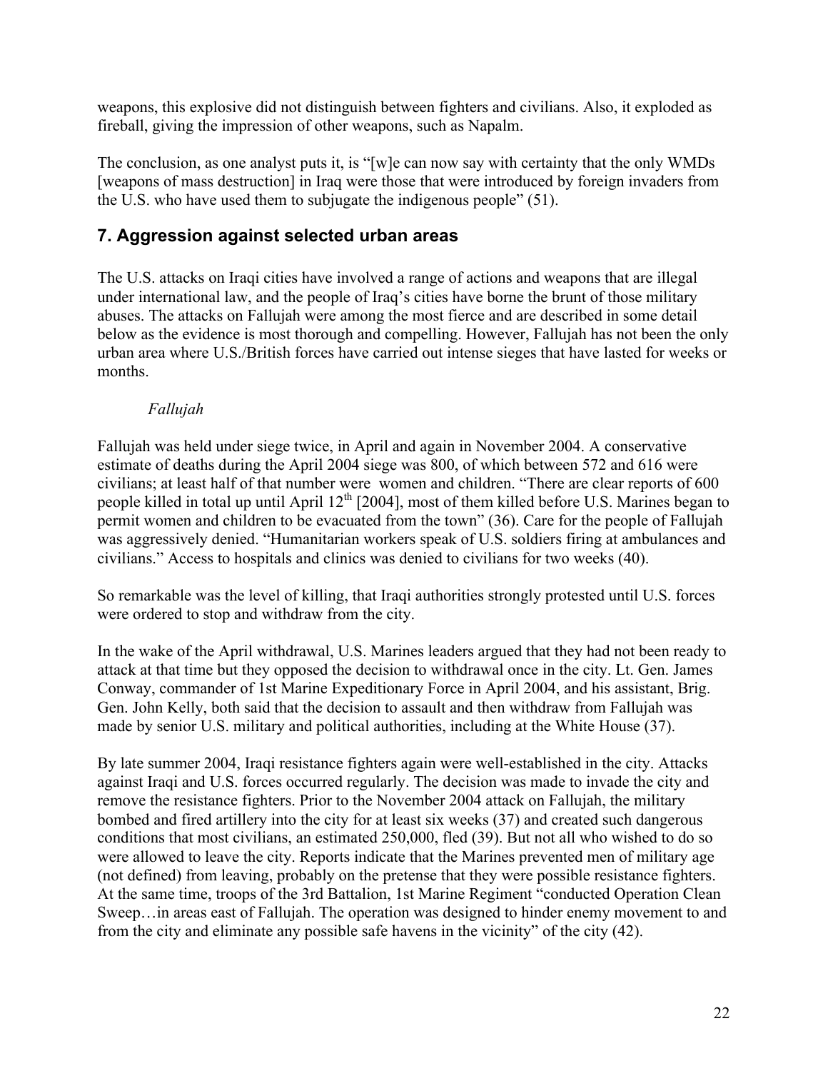weapons, this explosive did not distinguish between fighters and civilians. Also, it exploded as fireball, giving the impression of other weapons, such as Napalm.

The conclusion, as one analyst puts it, is "[w]e can now say with certainty that the only WMDs [weapons of mass destruction] in Iraq were those that were introduced by foreign invaders from the U.S. who have used them to subjugate the indigenous people" (51).

## 7. Aggression against selected urban areas

The U.S. attacks on Iraqi cities have involved a range of actions and weapons that are illegal under international law, and the people of Iraq's cities have borne the brunt of those military abuses. The attacks on Fallujah were among the most fierce and are described in some detail below as the evidence is most thorough and compelling. However, Fallujah has not been the only urban area where U.S./British forces have carried out intense sieges that have lasted for weeks or months.

*Fallujah*

Fallujah was held under siege twice, in April and again in November 2004. A conservative estimate of deaths during the April 2004 siege was 800, of which between 572 and 616 were civilians; at least half of that number were women and children. "There are clear reports of 600 people killed in total up until April 12th [2004], most of them killed before U.S. Marines began to permit women and children to be evacuated from the town" (36). Care for the people of Fallujah was aggressively denied. "Humanitarian workers speak of U.S. soldiers firing at ambulances and civilians." Access to hospitals and clinics was denied to civilians for two weeks (40).

So remarkable was the level of killing, that Iraqi authorities strongly protested until U.S. forces were ordered to stop and withdraw from the city.

In the wake of the April withdrawal, U.S. Marines leaders argued that they had not been ready to attack at that time but they opposed the decision to withdrawal once in the city. Lt. Gen. James Conway, commander of 1st Marine Expeditionary Force in April 2004, and his assistant, Brig. Gen. John Kelly, both said that the decision to assault and then withdraw from Fallujah was made by senior U.S. military and political authorities, including at the White House (37).

By late summer 2004, Iraqi resistance fighters again were well-established in the city. Attacks against Iraqi and U.S. forces occurred regularly. The decision was made to invade the city and remove the resistance fighters. Prior to the November 2004 attack on Fallujah, the military bombed and fired artillery into the city for at least six weeks (37) and created such dangerous conditions that most civilians, an estimated 250,000, fled (39). But not all who wished to do so were allowed to leave the city. Reports indicate that the Marines prevented men of military age (not defined) from leaving, probably on the pretense that they were possible resistance fighters. At the same time, troops of the 3rd Battalion, 1st Marine Regiment "conducted Operation Clean Sweep…in areas east of Fallujah. The operation was designed to hinder enemy movement to and from the city and eliminate any possible safe havens in the vicinity" of the city (42).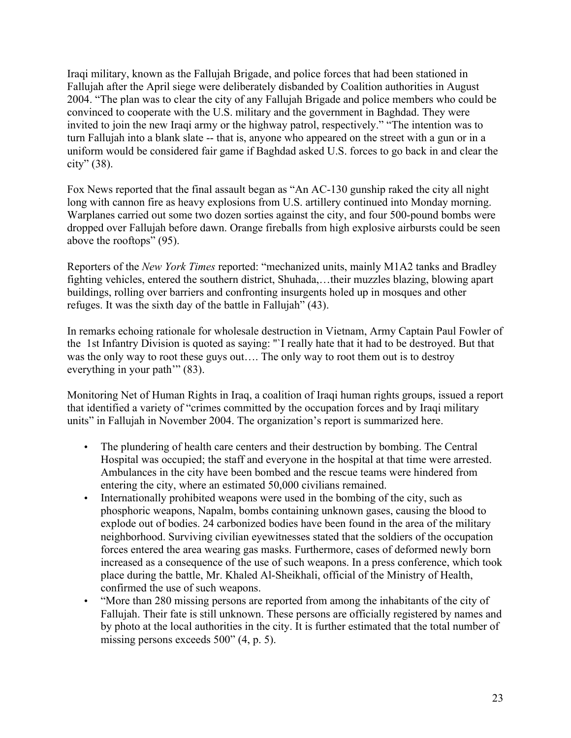Iraqi military, known as the Fallujah Brigade, and police forces that had been stationed in Fallujah after the April siege were deliberately disbanded by Coalition authorities in August 2004. "The plan was to clear the city of any Fallujah Brigade and police members who could be convinced to cooperate with the U.S. military and the government in Baghdad. They were invited to join the new Iraqi army or the highway patrol, respectively." "The intention was to turn Fallujah into a blank slate -- that is, anyone who appeared on the street with a gun or in a uniform would be considered fair game if Baghdad asked U.S. forces to go back in and clear the city" (38).

Fox News reported that the final assault began as "An AC-130 gunship raked the city all night long with cannon fire as heavy explosions from U.S. artillery continued into Monday morning. Warplanes carried out some two dozen sorties against the city, and four 500-pound bombs were dropped over Fallujah before dawn. Orange fireballs from high explosive airbursts could be seen above the rooftops" (95).

Reporters of the *New York Times* reported: "mechanized units, mainly M1A2 tanks and Bradley fighting vehicles, entered the southern district, Shuhada,…their muzzles blazing, blowing apart buildings, rolling over barriers and confronting insurgents holed up in mosques and other refuges. It was the sixth day of the battle in Fallujah" (43).

In remarks echoing rationale for wholesale destruction in Vietnam, Army Captain Paul Fowler of the 1st Infantry Division is quoted as saying: "`I really hate that it had to be destroyed. But that was the only way to root these guys out…. The only way to root them out is to destroy everything in your path'" (83).

Monitoring Net of Human Rights in Iraq, a coalition of Iraqi human rights groups, issued a report that identified a variety of "crimes committed by the occupation forces and by Iraqi military units" in Fallujah in November 2004. The organization's report is summarized here.

- The plundering of health care centers and their destruction by bombing. The Central Hospital was occupied; the staff and everyone in the hospital at that time were arrested. Ambulances in the city have been bombed and the rescue teams were hindered from entering the city, where an estimated 50,000 civilians remained.
- Internationally prohibited weapons were used in the bombing of the city, such as phosphoric weapons, Napalm, bombs containing unknown gases, causing the blood to explode out of bodies. 24 carbonized bodies have been found in the area of the military neighborhood. Surviving civilian eyewitnesses stated that the soldiers of the occupation forces entered the area wearing gas masks. Furthermore, cases of deformed newly born increased as a consequence of the use of such weapons. In a press conference, which took place during the battle, Mr. Khaled Al-Sheikhali, official of the Ministry of Health, confirmed the use of such weapons.
- "More than 280 missing persons are reported from among the inhabitants of the city of Fallujah. Their fate is still unknown. These persons are officially registered by names and by photo at the local authorities in the city. It is further estimated that the total number of missing persons exceeds 500" (4, p. 5).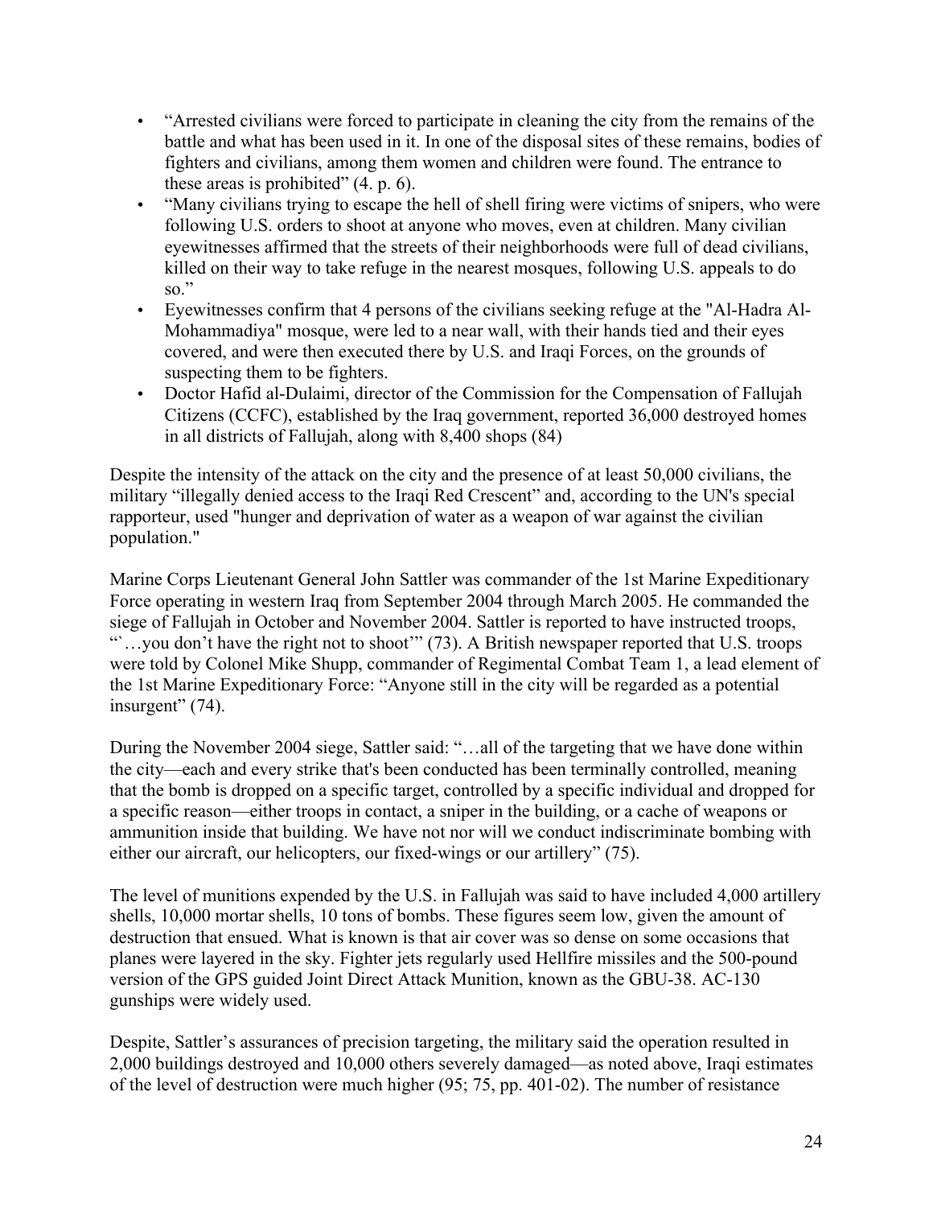- "Arrested civilians were forced to participate in cleaning the city from the remains of the battle and what has been used in it. In one of the disposal sites of these remains, bodies of fighters and civilians, among them women and children were found. The entrance to these areas is prohibited" (4. p. 6).
- "Many civilians trying to escape the hell of shell firing were victims of snipers, who were following U.S. orders to shoot at anyone who moves, even at children. Many civilian eyewitnesses affirmed that the streets of their neighborhoods were full of dead civilians, killed on their way to take refuge in the nearest mosques, following U.S. appeals to do so."
- Eyewitnesses confirm that 4 persons of the civilians seeking refuge at the "Al-Hadra Al-Mohammadiya" mosque, were led to a near wall, with their hands tied and their eyes covered, and were then executed there by U.S. and Iraqi Forces, on the grounds of suspecting them to be fighters.
- Doctor Hafid al-Dulaimi, director of the Commission for the Compensation of Fallujah Citizens (CCFC), established by the Iraq government, reported 36,000 destroyed homes in all districts of Fallujah, along with 8,400 shops (84)

Despite the intensity of the attack on the city and the presence of at least 50,000 civilians, the military "illegally denied access to the Iraqi Red Crescent" and, according to the UN's special rapporteur, used "hunger and deprivation of water as a weapon of war against the civilian population."

Marine Corps Lieutenant General John Sattler was commander of the 1st Marine Expeditionary Force operating in western Iraq from September 2004 through March 2005. He commanded the siege of Fallujah in October and November 2004. Sattler is reported to have instructed troops, "`…you don't have the right not to shoot'" (73). A British newspaper reported that U.S. troops were told by Colonel Mike Shupp, commander of Regimental Combat Team 1, a lead element of the 1st Marine Expeditionary Force: "Anyone still in the city will be regarded as a potential insurgent" (74).

During the November 2004 siege, Sattler said: "…all of the targeting that we have done within the city—each and every strike that's been conducted has been terminally controlled, meaning that the bomb is dropped on a specific target, controlled by a specific individual and dropped for a specific reason—either troops in contact, a sniper in the building, or a cache of weapons or ammunition inside that building. We have not nor will we conduct indiscriminate bombing with either our aircraft, our helicopters, our fixed-wings or our artillery" (75).

The level of munitions expended by the U.S. in Fallujah was said to have included 4,000 artillery shells, 10,000 mortar shells, 10 tons of bombs. These figures seem low, given the amount of destruction that ensued. What is known is that air cover was so dense on some occasions that planes were layered in the sky. Fighter jets regularly used Hellfire missiles and the 500-pound version of the GPS guided Joint Direct Attack Munition, known as the GBU-38. AC-130 gunships were widely used.

Despite, Sattler's assurances of precision targeting, the military said the operation resulted in 2,000 buildings destroyed and 10,000 others severely damaged—as noted above, Iraqi estimates of the level of destruction were much higher (95; 75, pp. 401-02). The number of resistance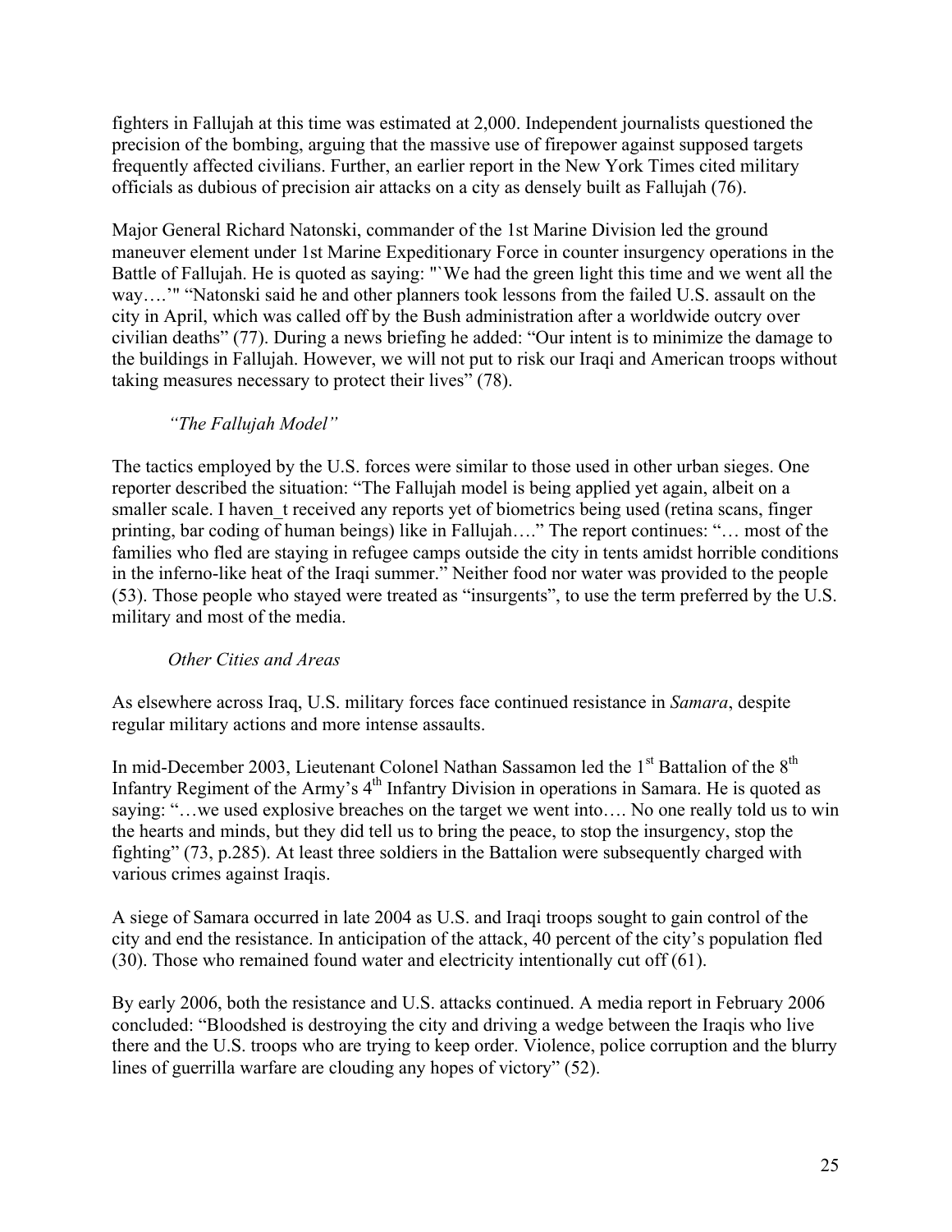fighters in Fallujah at this time was estimated at 2,000. Independent journalists questioned the precision of the bombing, arguing that the massive use of firepower against supposed targets frequently affected civilians. Further, an earlier report in the New York Times cited military officials as dubious of precision air attacks on a city as densely built as Fallujah (76).

Major General Richard Natonski, commander of the 1st Marine Division led the ground maneuver element under 1st Marine Expeditionary Force in counter insurgency operations in the Battle of Fallujah. He is quoted as saying: "`We had the green light this time and we went all the way….'" "Natonski said he and other planners took lessons from the failed U.S. assault on the city in April, which was called off by the Bush administration after a worldwide outcry over civilian deaths" (77). During a news briefing he added: "Our intent is to minimize the damage to the buildings in Fallujah. However, we will not put to risk our Iraqi and American troops without taking measures necessary to protect their lives" (78).

*"The Fallujah Model"*

The tactics employed by the U.S. forces were similar to those used in other urban sieges. One reporter described the situation: "The Fallujah model is being applied yet again, albeit on a smaller scale. I haven_t received any reports yet of biometrics being used (retina scans, finger printing, bar coding of human beings) like in Fallujah…." The report continues: "… most of the families who fled are staying in refugee camps outside the city in tents amidst horrible conditions in the inferno-like heat of the Iraqi summer." Neither food nor water was provided to the people (53). Those people who stayed were treated as "insurgents", to use the term preferred by the U.S. military and most of the media.

*Other Cities and Areas*

As elsewhere across Iraq, U.S. military forces face continued resistance in *Samara*, despite regular military actions and more intense assaults.

In mid-December 2003, Lieutenant Colonel Nathan Sassamon led the 1st Battalion of the 8th Infantry Regiment of the Army's 4th Infantry Division in operations in Samara. He is quoted as saying: "…we used explosive breaches on the target we went into…. No one really told us to win the hearts and minds, but they did tell us to bring the peace, to stop the insurgency, stop the fighting" (73, p.285). At least three soldiers in the Battalion were subsequently charged with various crimes against Iraqis.

A siege of Samara occurred in late 2004 as U.S. and Iraqi troops sought to gain control of the city and end the resistance. In anticipation of the attack, 40 percent of the city's population fled (30). Those who remained found water and electricity intentionally cut off (61).

By early 2006, both the resistance and U.S. attacks continued. A media report in February 2006 concluded: "Bloodshed is destroying the city and driving a wedge between the Iraqis who live there and the U.S. troops who are trying to keep order. Violence, police corruption and the blurry lines of guerrilla warfare are clouding any hopes of victory" (52).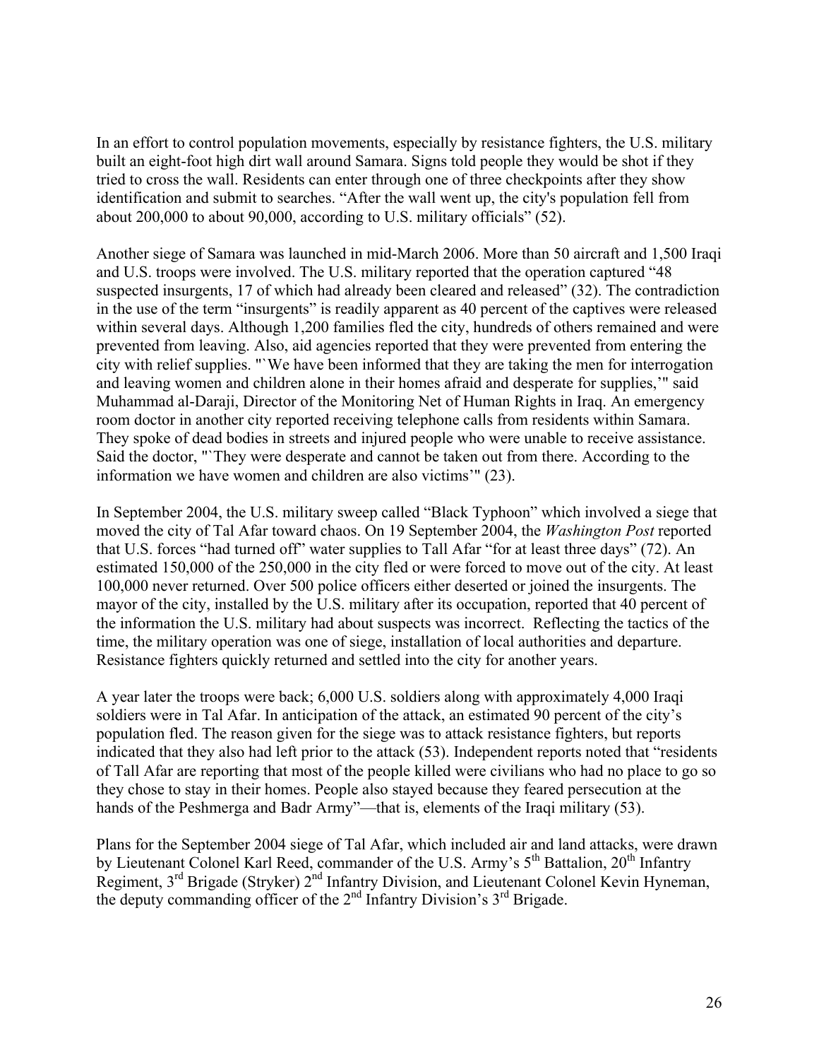In an effort to control population movements, especially by resistance fighters, the U.S. military built an eight-foot high dirt wall around Samara. Signs told people they would be shot if they tried to cross the wall. Residents can enter through one of three checkpoints after they show identification and submit to searches. "After the wall went up, the city's population fell from about 200,000 to about 90,000, according to U.S. military officials" (52).

Another siege of Samara was launched in mid-March 2006. More than 50 aircraft and 1,500 Iraqi and U.S. troops were involved. The U.S. military reported that the operation captured "48 suspected insurgents, 17 of which had already been cleared and released" (32). The contradiction in the use of the term "insurgents" is readily apparent as 40 percent of the captives were released within several days. Although 1,200 families fled the city, hundreds of others remained and were prevented from leaving. Also, aid agencies reported that they were prevented from entering the city with relief supplies. "`We have been informed that they are taking the men for interrogation and leaving women and children alone in their homes afraid and desperate for supplies,'" said Muhammad al-Daraji, Director of the Monitoring Net of Human Rights in Iraq. An emergency room doctor in another city reported receiving telephone calls from residents within Samara. They spoke of dead bodies in streets and injured people who were unable to receive assistance. Said the doctor, "`They were desperate and cannot be taken out from there. According to the information we have women and children are also victims'" (23).

In September 2004, the U.S. military sweep called "Black Typhoon" which involved a siege that moved the city of Tal Afar toward chaos. On 19 September 2004, the *Washington Post* reported that U.S. forces "had turned off" water supplies to Tall Afar "for at least three days" (72). An estimated 150,000 of the 250,000 in the city fled or were forced to move out of the city. At least 100,000 never returned. Over 500 police officers either deserted or joined the insurgents. The mayor of the city, installed by the U.S. military after its occupation, reported that 40 percent of the information the U.S. military had about suspects was incorrect. Reflecting the tactics of the time, the military operation was one of siege, installation of local authorities and departure. Resistance fighters quickly returned and settled into the city for another years.

A year later the troops were back; 6,000 U.S. soldiers along with approximately 4,000 Iraqi soldiers were in Tal Afar. In anticipation of the attack, an estimated 90 percent of the city's population fled. The reason given for the siege was to attack resistance fighters, but reports indicated that they also had left prior to the attack (53). Independent reports noted that "residents of Tall Afar are reporting that most of the people killed were civilians who had no place to go so they chose to stay in their homes. People also stayed because they feared persecution at the hands of the Peshmerga and Badr Army"—that is, elements of the Iraqi military (53).

Plans for the September 2004 siege of Tal Afar, which included air and land attacks, were drawn by Lieutenant Colonel Karl Reed, commander of the U.S. Army's 5th Battalion, 20th Infantry Regiment, 3rd Brigade (Stryker) 2nd Infantry Division, and Lieutenant Colonel Kevin Hyneman, the deputy commanding officer of the 2nd Infantry Division's 3rd Brigade.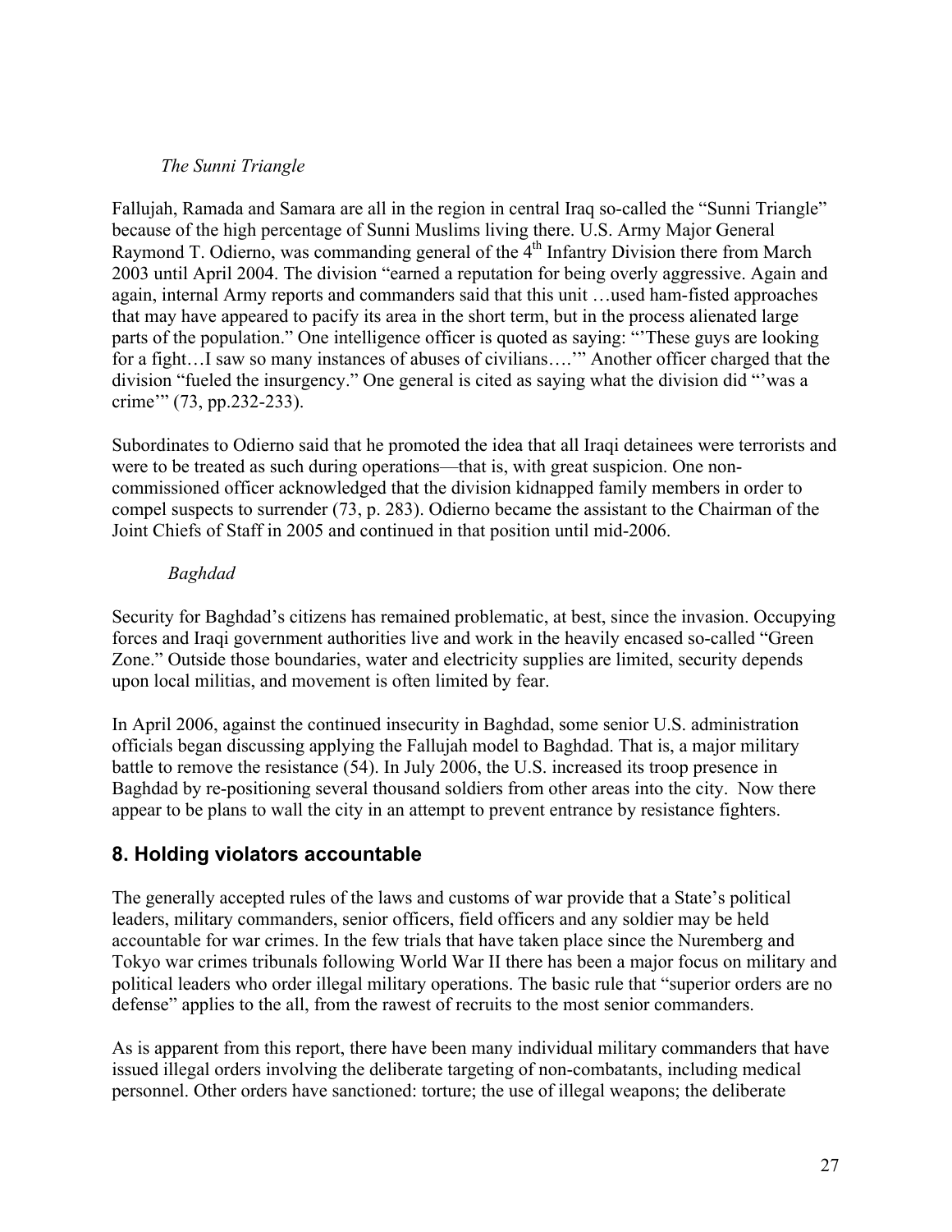*The Sunni Triangle*

Fallujah, Ramada and Samara are all in the region in central Iraq so-called the "Sunni Triangle" because of the high percentage of Sunni Muslims living there. U.S. Army Major General Raymond T. Odierno, was commanding general of the 4th Infantry Division there from March 2003 until April 2004. The division "earned a reputation for being overly aggressive. Again and again, internal Army reports and commanders said that this unit …used ham-fisted approaches that may have appeared to pacify its area in the short term, but in the process alienated large parts of the population." One intelligence officer is quoted as saying: "'These guys are looking for a fight…I saw so many instances of abuses of civilians….'" Another officer charged that the division "fueled the insurgency." One general is cited as saying what the division did "'was a crime'" (73, pp.232-233).

Subordinates to Odierno said that he promoted the idea that all Iraqi detainees were terrorists and were to be treated as such during operations—that is, with great suspicion. One non-commissioned officer acknowledged that the division kidnapped family members in order to compel suspects to surrender (73, p. 283). Odierno became the assistant to the Chairman of the Joint Chiefs of Staff in 2005 and continued in that position until mid-2006.

*Baghdad*

Security for Baghdad's citizens has remained problematic, at best, since the invasion. Occupying forces and Iraqi government authorities live and work in the heavily encased so-called "Green Zone." Outside those boundaries, water and electricity supplies are limited, security depends upon local militias, and movement is often limited by fear.

In April 2006, against the continued insecurity in Baghdad, some senior U.S. administration officials began discussing applying the Fallujah model to Baghdad. That is, a major military battle to remove the resistance (54). In July 2006, the U.S. increased its troop presence in Baghdad by re-positioning several thousand soldiers from other areas into the city. Now there appear to be plans to wall the city in an attempt to prevent entrance by resistance fighters.

## 8. Holding violators accountable

The generally accepted rules of the laws and customs of war provide that a State's political leaders, military commanders, senior officers, field officers and any soldier may be held accountable for war crimes. In the few trials that have taken place since the Nuremberg and Tokyo war crimes tribunals following World War II there has been a major focus on military and political leaders who order illegal military operations. The basic rule that "superior orders are no defense" applies to the all, from the rawest of recruits to the most senior commanders.

As is apparent from this report, there have been many individual military commanders that have issued illegal orders involving the deliberate targeting of non-combatants, including medical personnel. Other orders have sanctioned: torture; the use of illegal weapons; the deliberate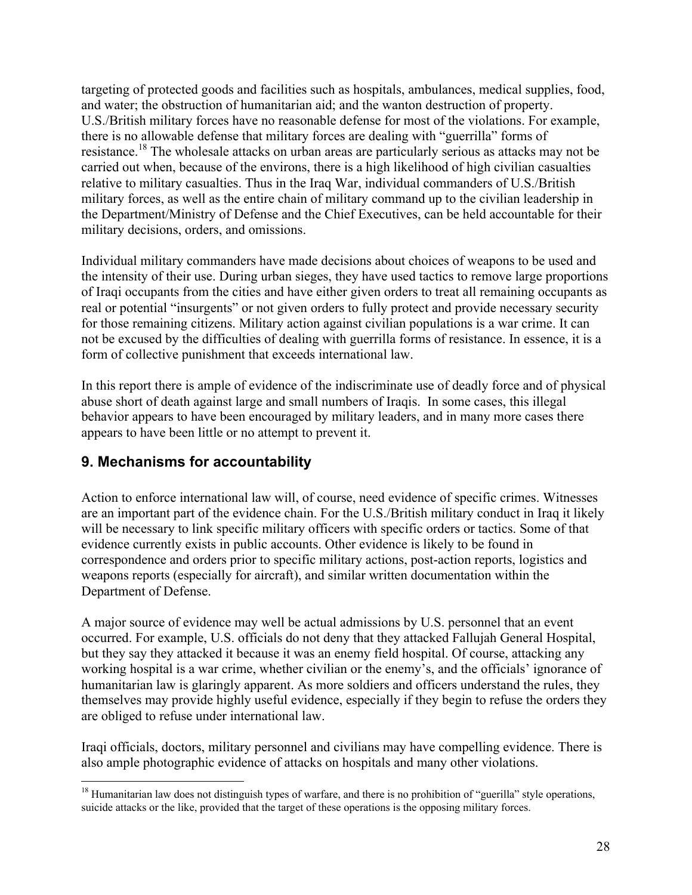targeting of protected goods and facilities such as hospitals, ambulances, medical supplies, food, and water; the obstruction of humanitarian aid; and the wanton destruction of property. U.S./British military forces have no reasonable defense for most of the violations. For example, there is no allowable defense that military forces are dealing with "guerrilla" forms of resistance.[18] The wholesale attacks on urban areas are particularly serious as attacks may not be carried out when, because of the environs, there is a high likelihood of high civilian casualties relative to military casualties. Thus in the Iraq War, individual commanders of U.S./British military forces, as well as the entire chain of military command up to the civilian leadership in the Department/Ministry of Defense and the Chief Executives, can be held accountable for their military decisions, orders, and omissions.

Individual military commanders have made decisions about choices of weapons to be used and the intensity of their use. During urban sieges, they have used tactics to remove large proportions of Iraqi occupants from the cities and have either given orders to treat all remaining occupants as real or potential "insurgents" or not given orders to fully protect and provide necessary security for those remaining citizens. Military action against civilian populations is a war crime. It can not be excused by the difficulties of dealing with guerrilla forms of resistance. In essence, it is a form of collective punishment that exceeds international law.

In this report there is ample of evidence of the indiscriminate use of deadly force and of physical abuse short of death against large and small numbers of Iraqis. In some cases, this illegal behavior appears to have been encouraged by military leaders, and in many more cases there appears to have been little or no attempt to prevent it.

## 9. Mechanisms for accountability

Action to enforce international law will, of course, need evidence of specific crimes. Witnesses are an important part of the evidence chain. For the U.S./British military conduct in Iraq it likely will be necessary to link specific military officers with specific orders or tactics. Some of that evidence currently exists in public accounts. Other evidence is likely to be found in correspondence and orders prior to specific military actions, post-action reports, logistics and weapons reports (especially for aircraft), and similar written documentation within the Department of Defense.

A major source of evidence may well be actual admissions by U.S. personnel that an event occurred. For example, U.S. officials do not deny that they attacked Fallujah General Hospital, but they say they attacked it because it was an enemy field hospital. Of course, attacking any working hospital is a war crime, whether civilian or the enemy's, and the officials' ignorance of humanitarian law is glaringly apparent. As more soldiers and officers understand the rules, they themselves may provide highly useful evidence, especially if they begin to refuse the orders they are obliged to refuse under international law.

Iraqi officials, doctors, military personnel and civilians may have compelling evidence. There is also ample photographic evidence of attacks on hospitals and many other violations.

[18] Humanitarian law does not distinguish types of warfare, and there is no prohibition of "guerilla" style operations, suicide attacks or the like, provided that the target of these operations is the opposing military forces.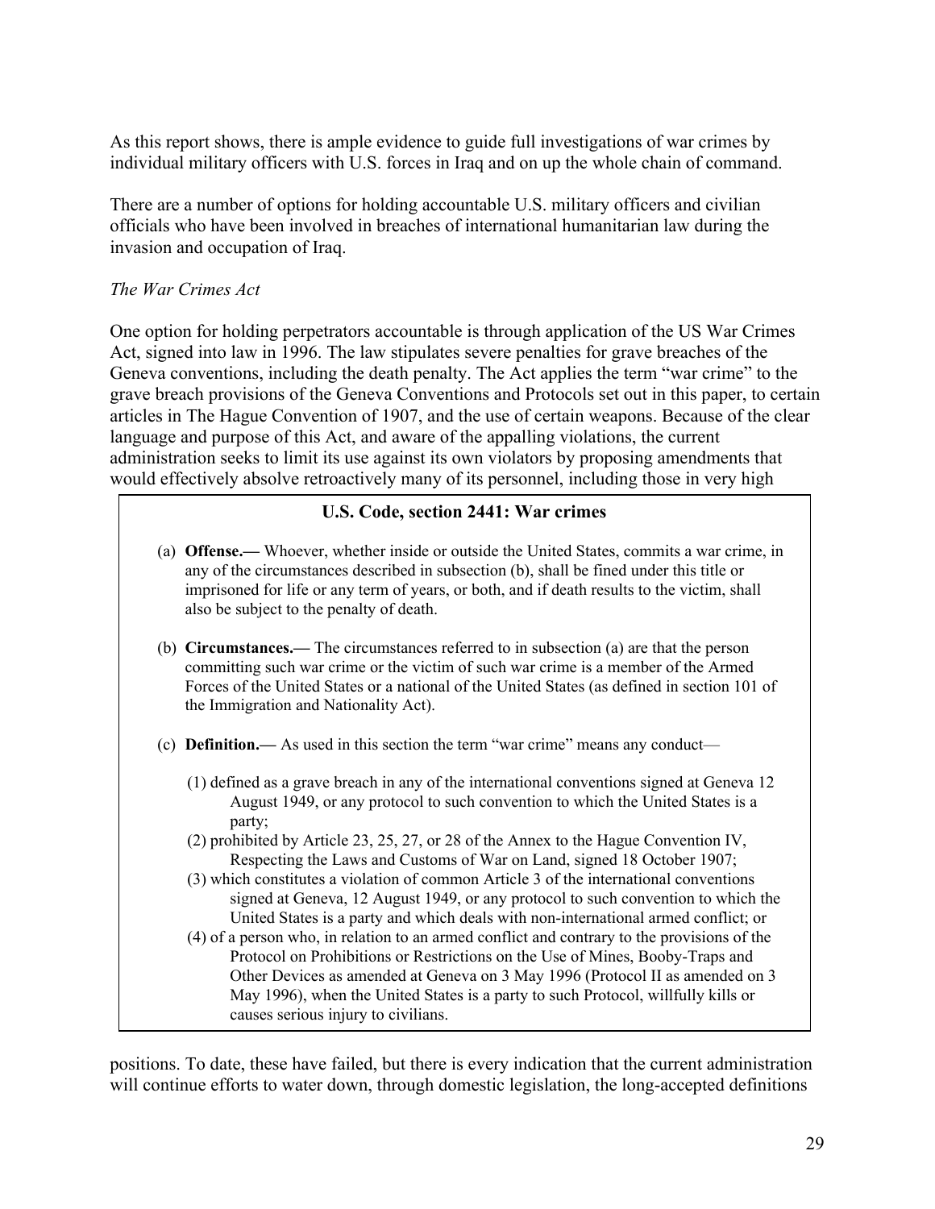As this report shows, there is ample evidence to guide full investigations of war crimes by individual military officers with U.S. forces in Iraq and on up the whole chain of command.

There are a number of options for holding accountable U.S. military officers and civilian officials who have been involved in breaches of international humanitarian law during the invasion and occupation of Iraq.

*The War Crimes Act*

One option for holding perpetrators accountable is through application of the US War Crimes Act, signed into law in 1996. The law stipulates severe penalties for grave breaches of the Geneva conventions, including the death penalty. The Act applies the term "war crime" to the grave breach provisions of the Geneva Conventions and Protocols set out in this paper, to certain articles in The Hague Convention of 1907, and the use of certain weapons. Because of the clear language and purpose of this Act, and aware of the appalling violations, the current administration seeks to limit its use against its own violators by proposing amendments that would effectively absolve retroactively many of its personnel, including those in very high positions. To date, these have failed, but there is every indication that the current administration will continue efforts to water down, through domestic legislation, the long-accepted definitions

> **U.S. Code, section 2441: War crimes**
>
> (a) **Offense.—** Whoever, whether inside or outside the United States, commits a war crime, in any of the circumstances described in subsection (b), shall be fined under this title or imprisoned for life or any term of years, or both, and if death results to the victim, shall also be subject to the penalty of death.
>
> (b) **Circumstances.—** The circumstances referred to in subsection (a) are that the person committing such war crime or the victim of such war crime is a member of the Armed Forces of the United States or a national of the United States (as defined in section 101 of the Immigration and Nationality Act).
>
> (c) **Definition.—** As used in this section the term "war crime" means any conduct—
>
> (1) defined as a grave breach in any of the international conventions signed at Geneva 12 August 1949, or any protocol to such convention to which the United States is a party;
> (2) prohibited by Article 23, 25, 27, or 28 of the Annex to the Hague Convention IV, Respecting the Laws and Customs of War on Land, signed 18 October 1907;
> (3) which constitutes a violation of common Article 3 of the international conventions signed at Geneva, 12 August 1949, or any protocol to such convention to which the United States is a party and which deals with non-international armed conflict; or
> (4) of a person who, in relation to an armed conflict and contrary to the provisions of the Protocol on Prohibitions or Restrictions on the Use of Mines, Booby-Traps and Other Devices as amended at Geneva on 3 May 1996 (Protocol II as amended on 3 May 1996), when the United States is a party to such Protocol, willfully kills or causes serious injury to civilians.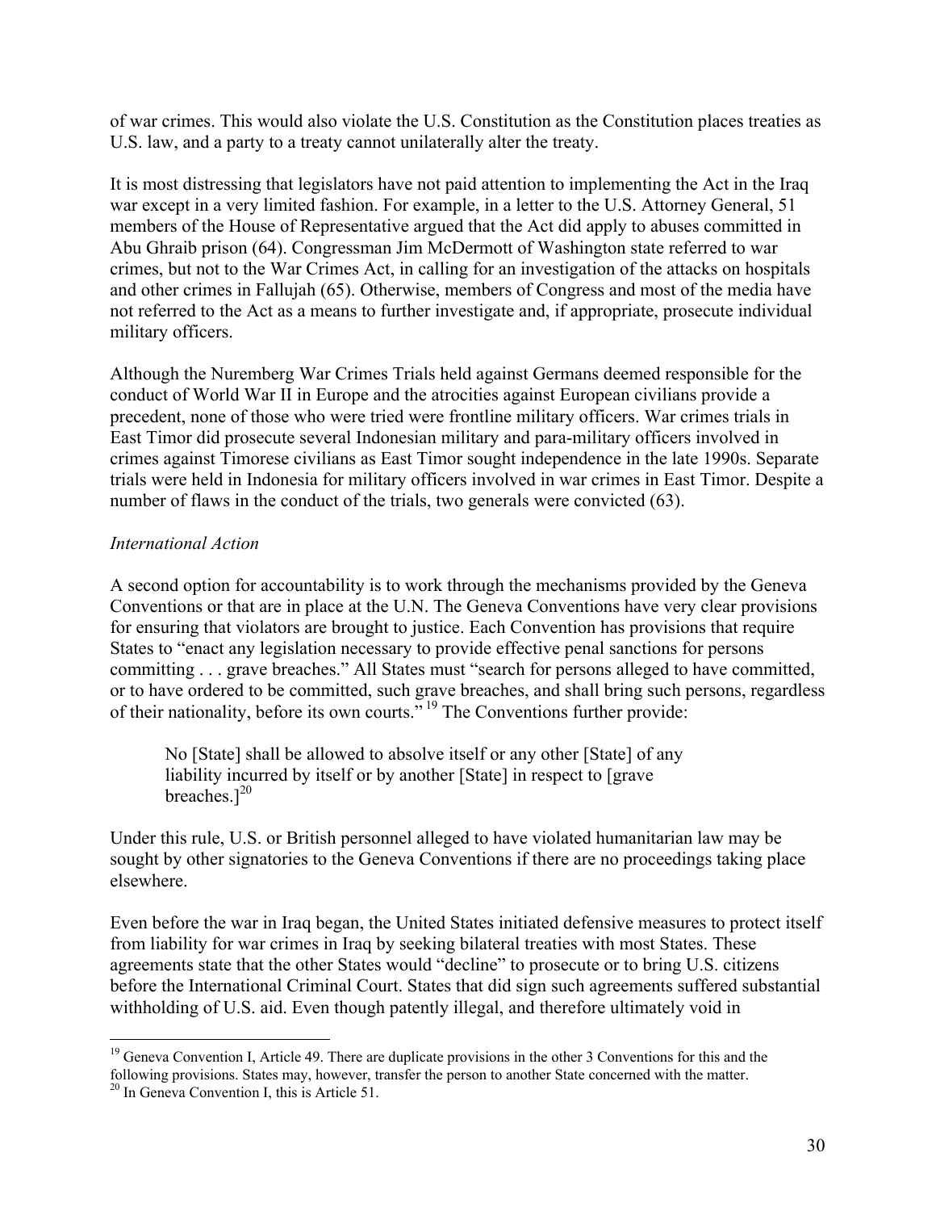of war crimes. This would also violate the U.S. Constitution as the Constitution places treaties as U.S. law, and a party to a treaty cannot unilaterally alter the treaty.

It is most distressing that legislators have not paid attention to implementing the Act in the Iraq war except in a very limited fashion. For example, in a letter to the U.S. Attorney General, 51 members of the House of Representative argued that the Act did apply to abuses committed in Abu Ghraib prison (64). Congressman Jim McDermott of Washington state referred to war crimes, but not to the War Crimes Act, in calling for an investigation of the attacks on hospitals and other crimes in Fallujah (65). Otherwise, members of Congress and most of the media have not referred to the Act as a means to further investigate and, if appropriate, prosecute individual military officers.

Although the Nuremberg War Crimes Trials held against Germans deemed responsible for the conduct of World War II in Europe and the atrocities against European civilians provide a precedent, none of those who were tried were frontline military officers. War crimes trials in East Timor did prosecute several Indonesian military and para-military officers involved in crimes against Timorese civilians as East Timor sought independence in the late 1990s. Separate trials were held in Indonesia for military officers involved in war crimes in East Timor. Despite a number of flaws in the conduct of the trials, two generals were convicted (63).

*International Action*

A second option for accountability is to work through the mechanisms provided by the Geneva Conventions or that are in place at the U.N. The Geneva Conventions have very clear provisions for ensuring that violators are brought to justice. Each Convention has provisions that require States to "enact any legislation necessary to provide effective penal sanctions for persons committing . . . grave breaches." All States must "search for persons alleged to have committed, or to have ordered to be committed, such grave breaches, and shall bring such persons, regardless of their nationality, before its own courts."[19] The Conventions further provide:

> No [State] shall be allowed to absolve itself or any other [State] of any liability incurred by itself or by another [State] in respect to [grave breaches.][20]

Under this rule, U.S. or British personnel alleged to have violated humanitarian law may be sought by other signatories to the Geneva Conventions if there are no proceedings taking place elsewhere.

Even before the war in Iraq began, the United States initiated defensive measures to protect itself from liability for war crimes in Iraq by seeking bilateral treaties with most States. These agreements state that the other States would "decline" to prosecute or to bring U.S. citizens before the International Criminal Court. States that did sign such agreements suffered substantial withholding of U.S. aid. Even though patently illegal, and therefore ultimately void in

[19] Geneva Convention I, Article 49. There are duplicate provisions in the other 3 Conventions for this and the following provisions. States may, however, transfer the person to another State concerned with the matter.

[20] In Geneva Convention I, this is Article 51.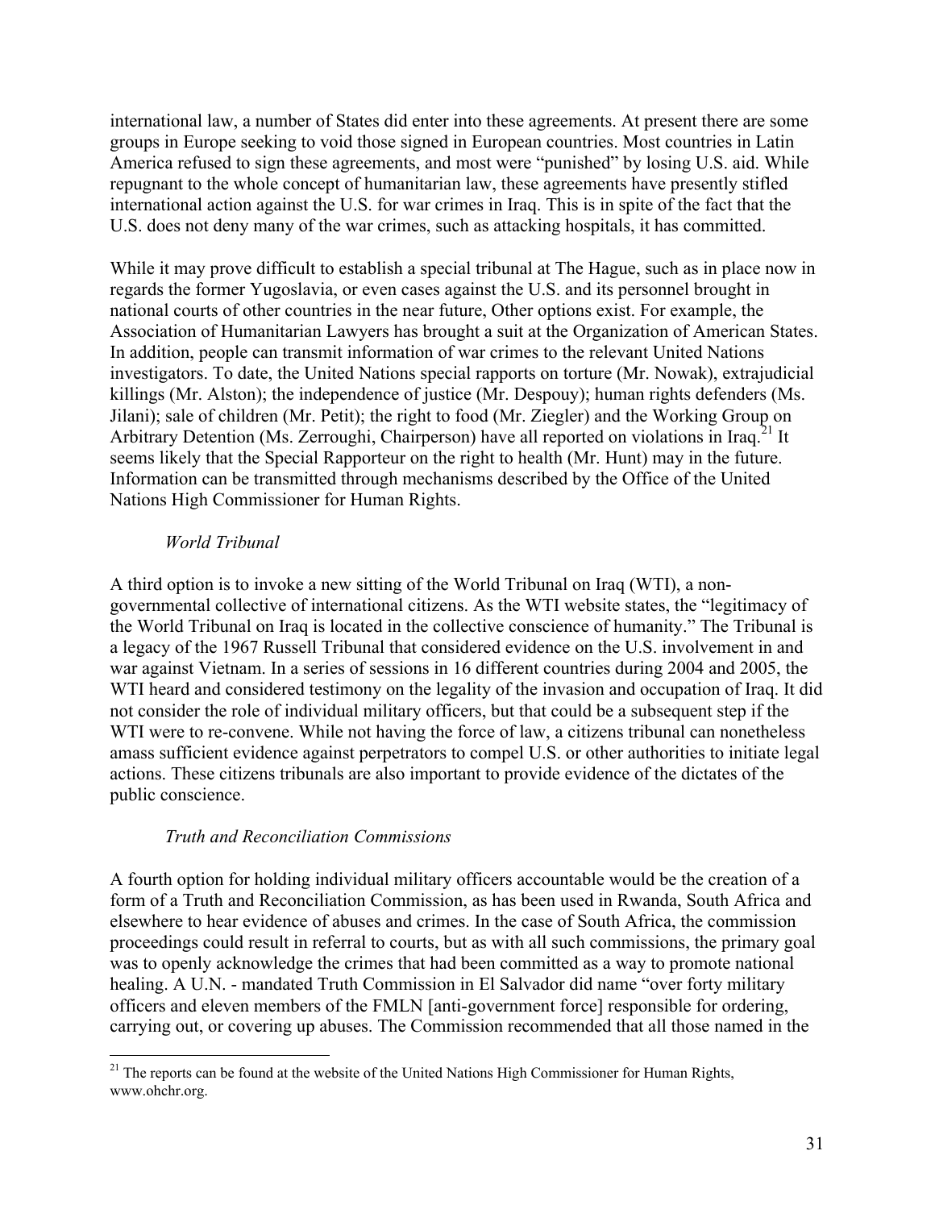international law, a number of States did enter into these agreements. At present there are some groups in Europe seeking to void those signed in European countries. Most countries in Latin America refused to sign these agreements, and most were "punished" by losing U.S. aid. While repugnant to the whole concept of humanitarian law, these agreements have presently stifled international action against the U.S. for war crimes in Iraq. This is in spite of the fact that the U.S. does not deny many of the war crimes, such as attacking hospitals, it has committed.

While it may prove difficult to establish a special tribunal at The Hague, such as in place now in regards the former Yugoslavia, or even cases against the U.S. and its personnel brought in national courts of other countries in the near future, Other options exist. For example, the Association of Humanitarian Lawyers has brought a suit at the Organization of American States. In addition, people can transmit information of war crimes to the relevant United Nations investigators. To date, the United Nations special rapports on torture (Mr. Nowak), extrajudicial killings (Mr. Alston); the independence of justice (Mr. Despouy); human rights defenders (Ms. Jilani); sale of children (Mr. Petit); the right to food (Mr. Ziegler) and the Working Group on Arbitrary Detention (Ms. Zerroughi, Chairperson) have all reported on violations in Iraq.[21] It seems likely that the Special Rapporteur on the right to health (Mr. Hunt) may in the future. Information can be transmitted through mechanisms described by the Office of the United Nations High Commissioner for Human Rights.

*World Tribunal*

A third option is to invoke a new sitting of the World Tribunal on Iraq (WTI), a non-governmental collective of international citizens. As the WTI website states, the "legitimacy of the World Tribunal on Iraq is located in the collective conscience of humanity." The Tribunal is a legacy of the 1967 Russell Tribunal that considered evidence on the U.S. involvement in and war against Vietnam. In a series of sessions in 16 different countries during 2004 and 2005, the WTI heard and considered testimony on the legality of the invasion and occupation of Iraq. It did not consider the role of individual military officers, but that could be a subsequent step if the WTI were to re-convene. While not having the force of law, a citizens tribunal can nonetheless amass sufficient evidence against perpetrators to compel U.S. or other authorities to initiate legal actions. These citizens tribunals are also important to provide evidence of the dictates of the public conscience.

*Truth and Reconciliation Commissions*

A fourth option for holding individual military officers accountable would be the creation of a form of a Truth and Reconciliation Commission, as has been used in Rwanda, South Africa and elsewhere to hear evidence of abuses and crimes. In the case of South Africa, the commission proceedings could result in referral to courts, but as with all such commissions, the primary goal was to openly acknowledge the crimes that had been committed as a way to promote national healing. A U.N. - mandated Truth Commission in El Salvador did name "over forty military officers and eleven members of the FMLN [anti-government force] responsible for ordering, carrying out, or covering up abuses. The Commission recommended that all those named in the

---

[21] The reports can be found at the website of the United Nations High Commissioner for Human Rights, www.ohchr.org.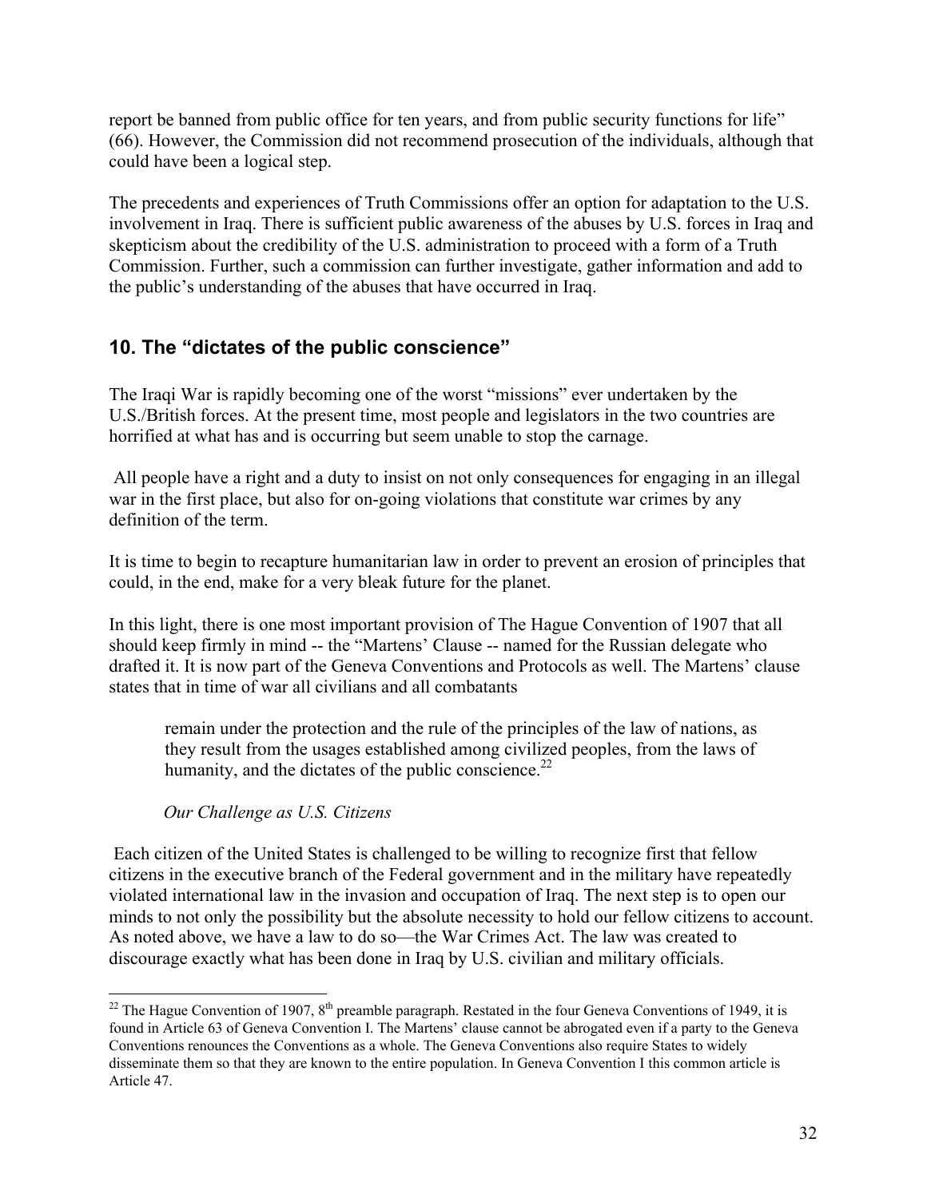report be banned from public office for ten years, and from public security functions for life" (66). However, the Commission did not recommend prosecution of the individuals, although that could have been a logical step.

The precedents and experiences of Truth Commissions offer an option for adaptation to the U.S. involvement in Iraq. There is sufficient public awareness of the abuses by U.S. forces in Iraq and skepticism about the credibility of the U.S. administration to proceed with a form of a Truth Commission. Further, such a commission can further investigate, gather information and add to the public's understanding of the abuses that have occurred in Iraq.

## 10. The "dictates of the public conscience"

The Iraqi War is rapidly becoming one of the worst "missions" ever undertaken by the U.S./British forces. At the present time, most people and legislators in the two countries are horrified at what has and is occurring but seem unable to stop the carnage.

All people have a right and a duty to insist on not only consequences for engaging in an illegal war in the first place, but also for on-going violations that constitute war crimes by any definition of the term.

It is time to begin to recapture humanitarian law in order to prevent an erosion of principles that could, in the end, make for a very bleak future for the planet.

In this light, there is one most important provision of The Hague Convention of 1907 that all should keep firmly in mind -- the "Martens' Clause -- named for the Russian delegate who drafted it. It is now part of the Geneva Conventions and Protocols as well. The Martens' clause states that in time of war all civilians and all combatants

> remain under the protection and the rule of the principles of the law of nations, as they result from the usages established among civilized peoples, from the laws of humanity, and the dictates of the public conscience.[22]

*Our Challenge as U.S. Citizens*

Each citizen of the United States is challenged to be willing to recognize first that fellow citizens in the executive branch of the Federal government and in the military have repeatedly violated international law in the invasion and occupation of Iraq. The next step is to open our minds to not only the possibility but the absolute necessity to hold our fellow citizens to account. As noted above, we have a law to do so—the War Crimes Act. The law was created to discourage exactly what has been done in Iraq by U.S. civilian and military officials.

---

[22] The Hague Convention of 1907, 8th preamble paragraph. Restated in the four Geneva Conventions of 1949, it is found in Article 63 of Geneva Convention I. The Martens' clause cannot be abrogated even if a party to the Geneva Conventions renounces the Conventions as a whole. The Geneva Conventions also require States to widely disseminate them so that they are known to the entire population. In Geneva Convention I this common article is Article 47.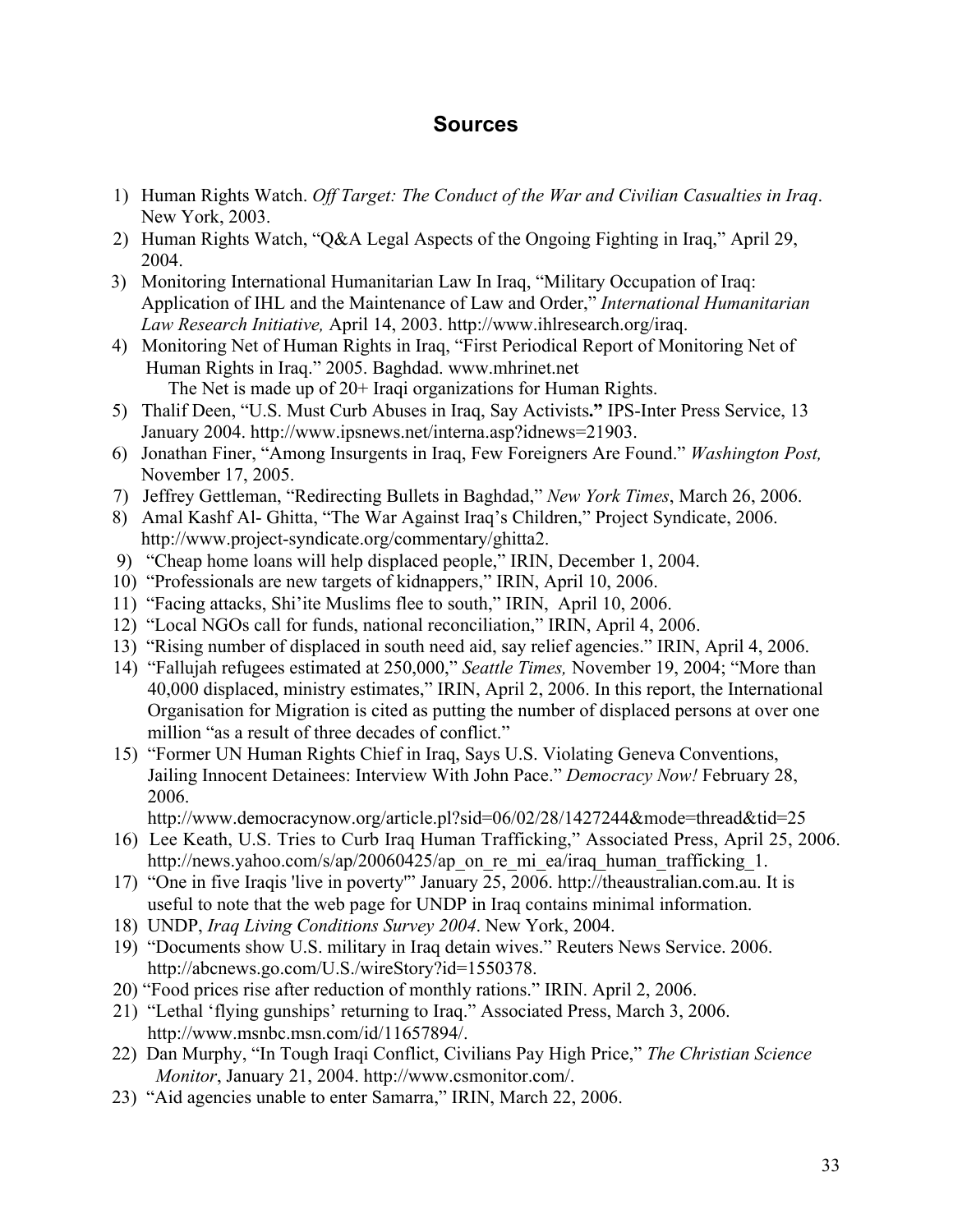## Sources

1) Human Rights Watch. *Off Target: The Conduct of the War and Civilian Casualties in Iraq*. New York, 2003.
2) Human Rights Watch, "Q&A Legal Aspects of the Ongoing Fighting in Iraq," April 29, 2004.
3) Monitoring International Humanitarian Law In Iraq, "Military Occupation of Iraq: Application of IHL and the Maintenance of Law and Order," *International Humanitarian Law Research Initiative,* April 14, 2003. http://www.ihlresearch.org/iraq.
4) Monitoring Net of Human Rights in Iraq, "First Periodical Report of Monitoring Net of Human Rights in Iraq." 2005. Baghdad. www.mhrinet.net
   The Net is made up of 20+ Iraqi organizations for Human Rights.
5) Thalif Deen, "U.S. Must Curb Abuses in Iraq, Say Activists**."** IPS-Inter Press Service, 13 January 2004. http://www.ipsnews.net/interna.asp?idnews=21903.
6) Jonathan Finer, "Among Insurgents in Iraq, Few Foreigners Are Found." *Washington Post,* November 17, 2005.
7) Jeffrey Gettleman, "Redirecting Bullets in Baghdad," *New York Times*, March 26, 2006.
8) Amal Kashf Al- Ghitta, "The War Against Iraq's Children," Project Syndicate, 2006. http://www.project-syndicate.org/commentary/ghitta2.
9) "Cheap home loans will help displaced people," IRIN, December 1, 2004.
10) "Professionals are new targets of kidnappers," IRIN, April 10, 2006.
11) "Facing attacks, Shi'ite Muslims flee to south," IRIN, April 10, 2006.
12) "Local NGOs call for funds, national reconciliation," IRIN, April 4, 2006.
13) "Rising number of displaced in south need aid, say relief agencies." IRIN, April 4, 2006.
14) "Fallujah refugees estimated at 250,000," *Seattle Times,* November 19, 2004; "More than 40,000 displaced, ministry estimates," IRIN, April 2, 2006. In this report, the International Organisation for Migration is cited as putting the number of displaced persons at over one million "as a result of three decades of conflict."
15) "Former UN Human Rights Chief in Iraq, Says U.S. Violating Geneva Conventions, Jailing Innocent Detainees: Interview With John Pace." *Democracy Now!* February 28, 2006.
    http://www.democracynow.org/article.pl?sid=06/02/28/1427244&mode=thread&tid=25
16) Lee Keath, U.S. Tries to Curb Iraq Human Trafficking," Associated Press, April 25, 2006. http://news.yahoo.com/s/ap/20060425/ap_on_re_mi_ea/iraq_human_trafficking_1.
17) "One in five Iraqis 'live in poverty'" January 25, 2006. http://theaustralian.com.au. It is useful to note that the web page for UNDP in Iraq contains minimal information.
18) UNDP, *Iraq Living Conditions Survey 2004*. New York, 2004.
19) "Documents show U.S. military in Iraq detain wives." Reuters News Service. 2006. http://abcnews.go.com/U.S./wireStory?id=1550378.
20) "Food prices rise after reduction of monthly rations." IRIN. April 2, 2006.
21) "Lethal 'flying gunships' returning to Iraq." Associated Press, March 3, 2006. http://www.msnbc.msn.com/id/11657894/.
22) Dan Murphy, "In Tough Iraqi Conflict, Civilians Pay High Price," *The Christian Science Monitor*, January 21, 2004. http://www.csmonitor.com/.
23) "Aid agencies unable to enter Samarra," IRIN, March 22, 2006.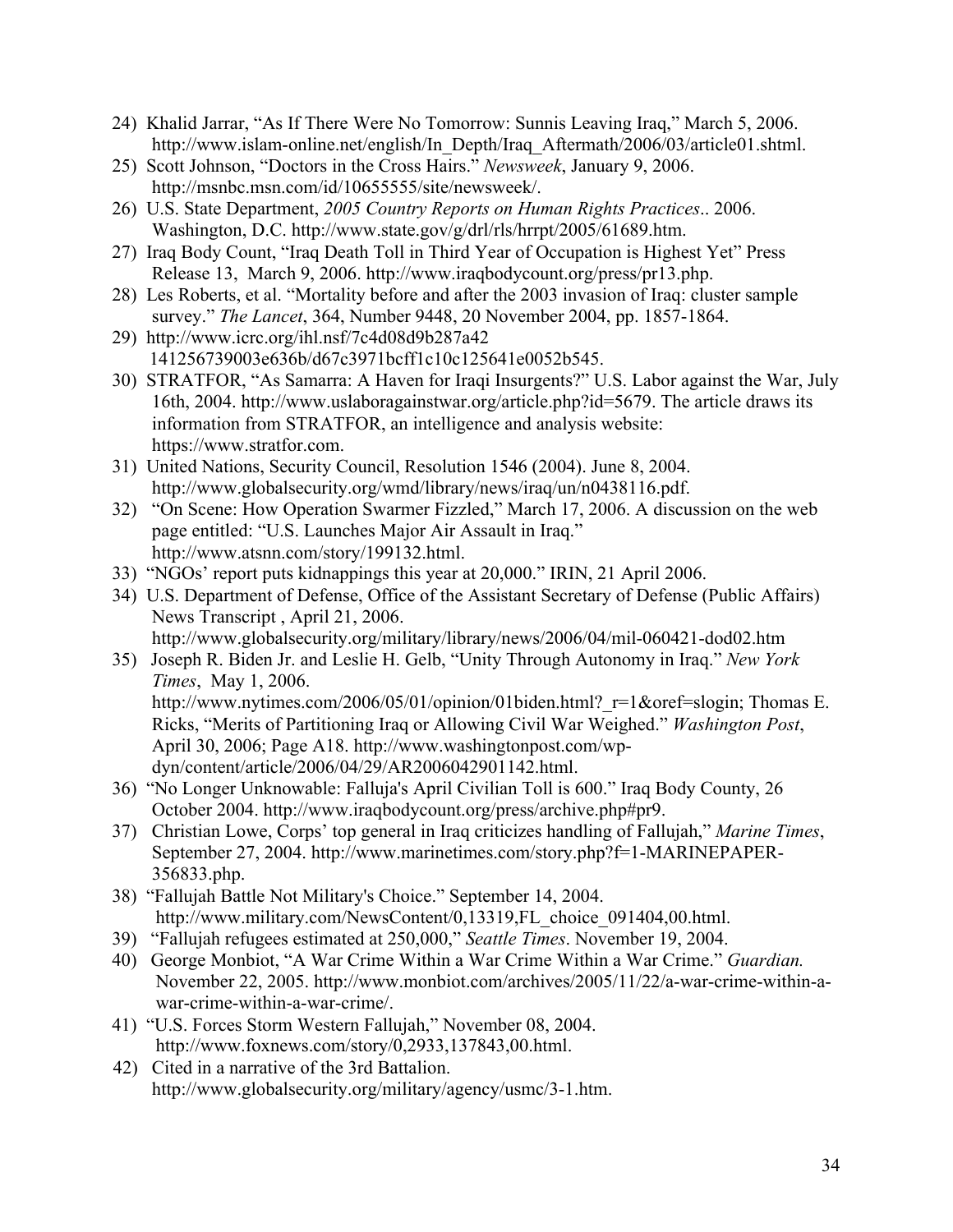24) Khalid Jarrar, “As If There Were No Tomorrow: Sunnis Leaving Iraq,” March 5, 2006. http://www.islam-online.net/english/In_Depth/Iraq_Aftermath/2006/03/article01.shtml.
25) Scott Johnson, “Doctors in the Cross Hairs.” *Newsweek*, January 9, 2006. http://msnbc.msn.com/id/10655555/site/newsweek/.
26) U.S. State Department, *2005 Country Reports on Human Rights Practices*.. 2006. Washington, D.C. http://www.state.gov/g/drl/rls/hrrpt/2005/61689.htm.
27) Iraq Body Count, “Iraq Death Toll in Third Year of Occupation is Highest Yet” Press Release 13, March 9, 2006. http://www.iraqbodycount.org/press/pr13.php.
28) Les Roberts, et al. “Mortality before and after the 2003 invasion of Iraq: cluster sample survey.” *The Lancet*, 364, Number 9448, 20 November 2004, pp. 1857-1864.
29) http://www.icrc.org/ihl.nsf/7c4d08d9b287a42 141256739003e636b/d67c3971bcff1c10c125641e0052b545.
30) STRATFOR, “As Samarra: A Haven for Iraqi Insurgents?” U.S. Labor against the War, July 16th, 2004. http://www.uslaboragainstwar.org/article.php?id=5679. The article draws its information from STRATFOR, an intelligence and analysis website: https://www.stratfor.com.
31) United Nations, Security Council, Resolution 1546 (2004). June 8, 2004. http://www.globalsecurity.org/wmd/library/news/iraq/un/n0438116.pdf.
32) “On Scene: How Operation Swarmer Fizzled,” March 17, 2006. A discussion on the web page entitled: “U.S. Launches Major Air Assault in Iraq.” http://www.atsnn.com/story/199132.html.
33) “NGOs’ report puts kidnappings this year at 20,000.” IRIN, 21 April 2006.
34) U.S. Department of Defense, Office of the Assistant Secretary of Defense (Public Affairs) News Transcript , April 21, 2006. http://www.globalsecurity.org/military/library/news/2006/04/mil-060421-dod02.htm
35) Joseph R. Biden Jr. and Leslie H. Gelb, “Unity Through Autonomy in Iraq.” *New York Times*, May 1, 2006. http://www.nytimes.com/2006/05/01/opinion/01biden.html?_r=1&oref=slogin; Thomas E. Ricks, “Merits of Partitioning Iraq or Allowing Civil War Weighed.” *Washington Post*, April 30, 2006; Page A18. http://www.washingtonpost.com/wp-dyn/content/article/2006/04/29/AR2006042901142.html.
36) “No Longer Unknowable: Falluja's April Civilian Toll is 600.” Iraq Body County, 26 October 2004. http://www.iraqbodycount.org/press/archive.php#pr9.
37) Christian Lowe, Corps’ top general in Iraq criticizes handling of Fallujah,” *Marine Times*, September 27, 2004. http://www.marinetimes.com/story.php?f=1-MARINEPAPER-356833.php.
38) “Fallujah Battle Not Military's Choice.” September 14, 2004. http://www.military.com/NewsContent/0,13319,FL_choice_091404,00.html.
39) “Fallujah refugees estimated at 250,000,” *Seattle Times*. November 19, 2004.
40) George Monbiot, “A War Crime Within a War Crime Within a War Crime.” *Guardian.* November 22, 2005. http://www.monbiot.com/archives/2005/11/22/a-war-crime-within-a-war-crime-within-a-war-crime/.
41) “U.S. Forces Storm Western Fallujah,” November 08, 2004. http://www.foxnews.com/story/0,2933,137843,00.html.
42) Cited in a narrative of the 3rd Battalion. http://www.globalsecurity.org/military/agency/usmc/3-1.htm.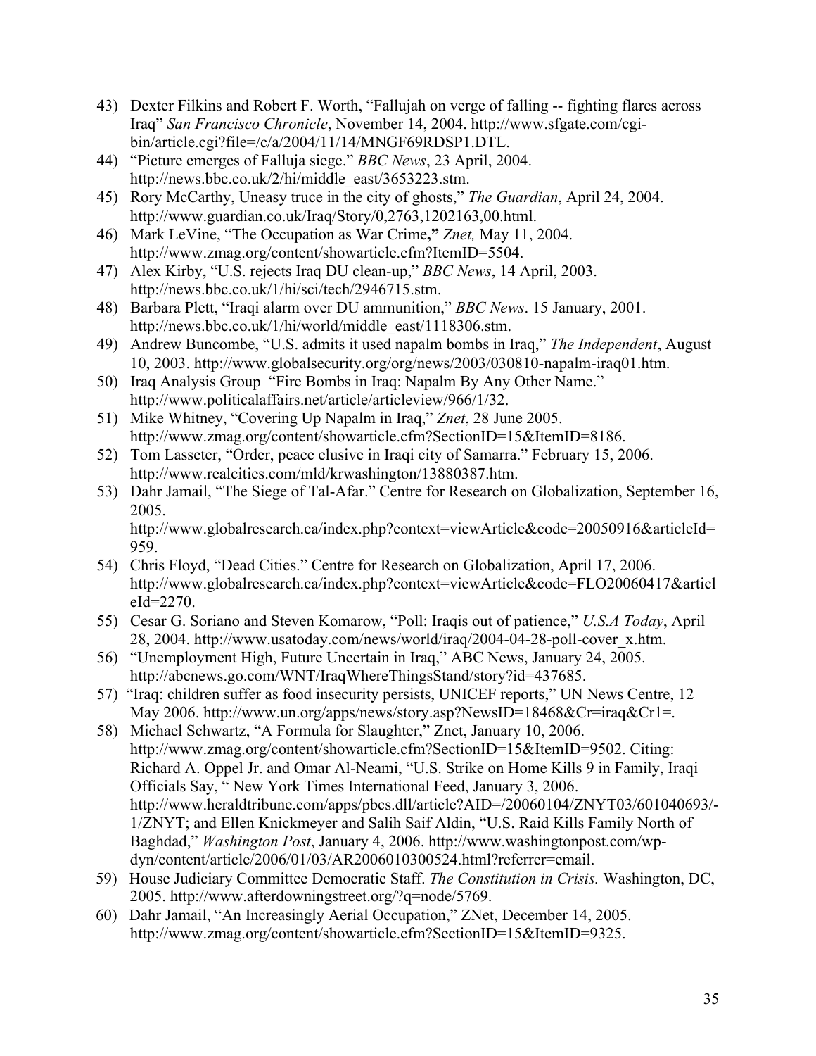43) Dexter Filkins and Robert F. Worth, "Fallujah on verge of falling -- fighting flares across Iraq" *San Francisco Chronicle*, November 14, 2004. http://www.sfgate.com/cgi-bin/article.cgi?file=/c/a/2004/11/14/MNGF69RDSP1.DTL.
44) "Picture emerges of Falluja siege." *BBC News*, 23 April, 2004. http://news.bbc.co.uk/2/hi/middle_east/3653223.stm.
45) Rory McCarthy, Uneasy truce in the city of ghosts," *The Guardian*, April 24, 2004. http://www.guardian.co.uk/Iraq/Story/0,2763,1202163,00.html.
46) Mark LeVine, "The Occupation as War Crime**,"** *Znet,* May 11, 2004. http://www.zmag.org/content/showarticle.cfm?ItemID=5504.
47) Alex Kirby, "U.S. rejects Iraq DU clean-up," *BBC News*, 14 April, 2003. http://news.bbc.co.uk/1/hi/sci/tech/2946715.stm.
48) Barbara Plett, "Iraqi alarm over DU ammunition," *BBC News*. 15 January, 2001. http://news.bbc.co.uk/1/hi/world/middle_east/1118306.stm.
49) Andrew Buncombe, "U.S. admits it used napalm bombs in Iraq," *The Independent*, August 10, 2003. http://www.globalsecurity.org/org/news/2003/030810-napalm-iraq01.htm.
50) Iraq Analysis Group "Fire Bombs in Iraq: Napalm By Any Other Name." http://www.politicalaffairs.net/article/articleview/966/1/32.
51) Mike Whitney, "Covering Up Napalm in Iraq," *Znet*, 28 June 2005. http://www.zmag.org/content/showarticle.cfm?SectionID=15&ItemID=8186.
52) Tom Lasseter, "Order, peace elusive in Iraqi city of Samarra." February 15, 2006. http://www.realcities.com/mld/krwashington/13880387.htm.
53) Dahr Jamail, "The Siege of Tal-Afar." Centre for Research on Globalization, September 16, 2005. http://www.globalresearch.ca/index.php?context=viewArticle&code=20050916&articleId=959.
54) Chris Floyd, "Dead Cities." Centre for Research on Globalization, April 17, 2006. http://www.globalresearch.ca/index.php?context=viewArticle&code=FLO20060417&articleId=2270.
55) Cesar G. Soriano and Steven Komarow, "Poll: Iraqis out of patience," *U.S.A Today*, April 28, 2004. http://www.usatoday.com/news/world/iraq/2004-04-28-poll-cover_x.htm.
56) "Unemployment High, Future Uncertain in Iraq," ABC News, January 24, 2005. http://abcnews.go.com/WNT/IraqWhereThingsStand/story?id=437685.
57) "Iraq: children suffer as food insecurity persists, UNICEF reports," UN News Centre, 12 May 2006. http://www.un.org/apps/news/story.asp?NewsID=18468&Cr=iraq&Cr1=.
58) Michael Schwartz, "A Formula for Slaughter," Znet, January 10, 2006. http://www.zmag.org/content/showarticle.cfm?SectionID=15&ItemID=9502. Citing: Richard A. Oppel Jr. and Omar Al-Neami, "U.S. Strike on Home Kills 9 in Family, Iraqi Officials Say, " New York Times International Feed, January 3, 2006. http://www.heraldtribune.com/apps/pbcs.dll/article?AID=/20060104/ZNYT03/601040693/-1/ZNYT; and Ellen Knickmeyer and Salih Saif Aldin, "U.S. Raid Kills Family North of Baghdad," *Washington Post*, January 4, 2006. http://www.washingtonpost.com/wp-dyn/content/article/2006/01/03/AR2006010300524.html?referrer=email.
59) House Judiciary Committee Democratic Staff. *The Constitution in Crisis.* Washington, DC, 2005. http://www.afterdowningstreet.org/?q=node/5769.
60) Dahr Jamail, "An Increasingly Aerial Occupation," ZNet, December 14, 2005. http://www.zmag.org/content/showarticle.cfm?SectionID=15&ItemID=9325.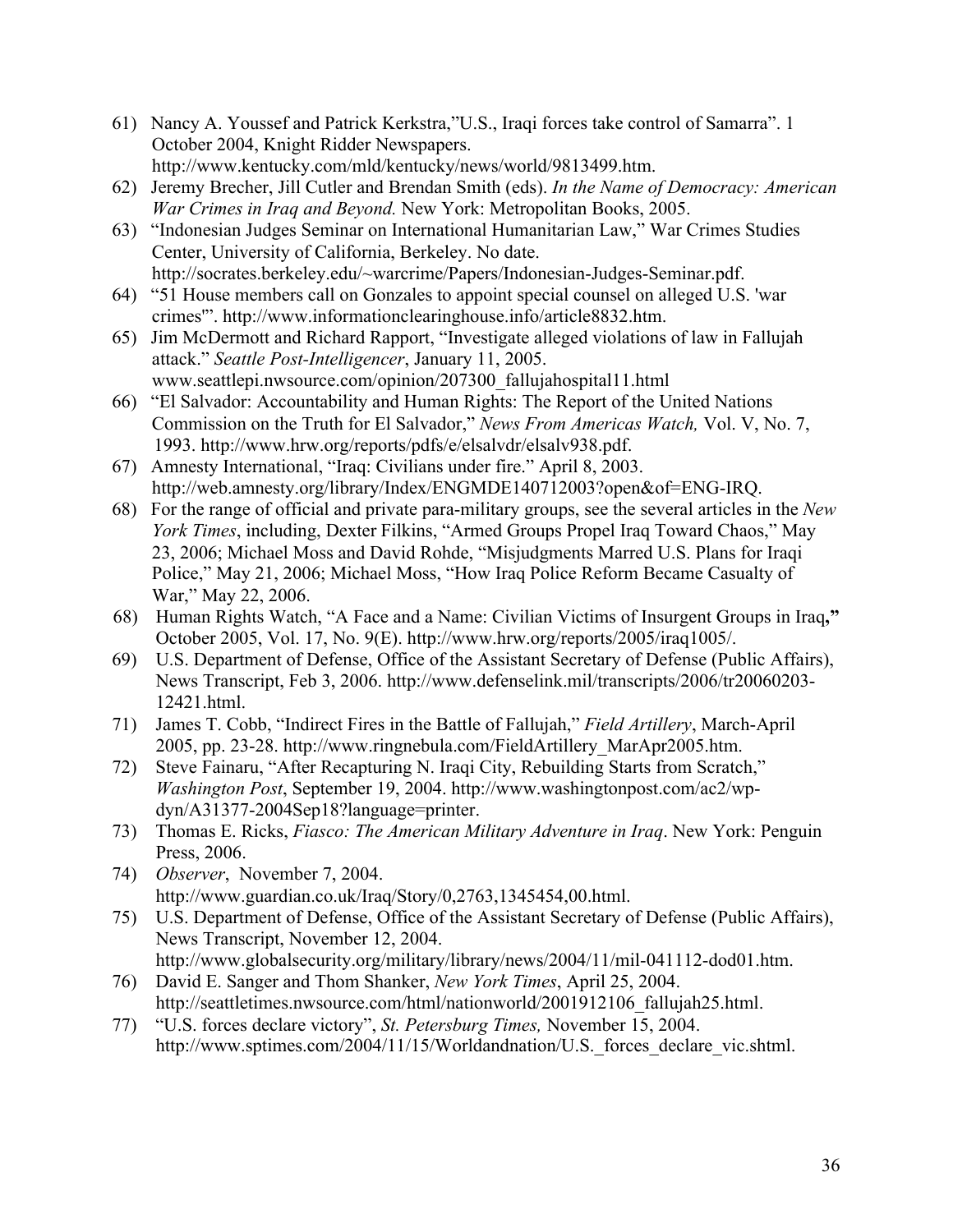61) Nancy A. Youssef and Patrick Kerkstra,"U.S., Iraqi forces take control of Samarra". 1 October 2004, Knight Ridder Newspapers. http://www.kentucky.com/mld/kentucky/news/world/9813499.htm.
62) Jeremy Brecher, Jill Cutler and Brendan Smith (eds). *In the Name of Democracy: American War Crimes in Iraq and Beyond.* New York: Metropolitan Books, 2005.
63) "Indonesian Judges Seminar on International Humanitarian Law," War Crimes Studies Center, University of California, Berkeley. No date. http://socrates.berkeley.edu/~warcrime/Papers/Indonesian-Judges-Seminar.pdf.
64) "51 House members call on Gonzales to appoint special counsel on alleged U.S. 'war crimes'". http://www.informationclearinghouse.info/article8832.htm.
65) Jim McDermott and Richard Rapport, "Investigate alleged violations of law in Fallujah attack." *Seattle Post-Intelligencer*, January 11, 2005. www.seattlepi.nwsource.com/opinion/207300_fallujahospital11.html
66) "El Salvador: Accountability and Human Rights: The Report of the United Nations Commission on the Truth for El Salvador," *News From Americas Watch,* Vol. V, No. 7, 1993. http://www.hrw.org/reports/pdfs/e/elsalvdr/elsalv938.pdf.
67) Amnesty International, "Iraq: Civilians under fire." April 8, 2003. http://web.amnesty.org/library/Index/ENGMDE140712003?open&of=ENG-IRQ.
68) For the range of official and private para-military groups, see the several articles in the *New York Times*, including, Dexter Filkins, "Armed Groups Propel Iraq Toward Chaos," May 23, 2006; Michael Moss and David Rohde, "Misjudgments Marred U.S. Plans for Iraqi Police," May 21, 2006; Michael Moss, "How Iraq Police Reform Became Casualty of War," May 22, 2006.
68) Human Rights Watch, "A Face and a Name: Civilian Victims of Insurgent Groups in Iraq**,"** October 2005, Vol. 17, No. 9(E). http://www.hrw.org/reports/2005/iraq1005/.
69) U.S. Department of Defense, Office of the Assistant Secretary of Defense (Public Affairs), News Transcript, Feb 3, 2006. http://www.defenselink.mil/transcripts/2006/tr20060203-12421.html.
71) James T. Cobb, "Indirect Fires in the Battle of Fallujah," *Field Artillery*, March-April 2005, pp. 23-28. http://www.ringnebula.com/FieldArtillery_MarApr2005.htm.
72) Steve Fainaru, "After Recapturing N. Iraqi City, Rebuilding Starts from Scratch," *Washington Post*, September 19, 2004. http://www.washingtonpost.com/ac2/wp-dyn/A31377-2004Sep18?language=printer.
73) Thomas E. Ricks, *Fiasco: The American Military Adventure in Iraq*. New York: Penguin Press, 2006.
74) *Observer*, November 7, 2004. http://www.guardian.co.uk/Iraq/Story/0,2763,1345454,00.html.
75) U.S. Department of Defense, Office of the Assistant Secretary of Defense (Public Affairs), News Transcript, November 12, 2004. http://www.globalsecurity.org/military/library/news/2004/11/mil-041112-dod01.htm.
76) David E. Sanger and Thom Shanker, *New York Times*, April 25, 2004. http://seattletimes.nwsource.com/html/nationworld/2001912106_fallujah25.html.
77) "U.S. forces declare victory", *St. Petersburg Times,* November 15, 2004. http://www.sptimes.com/2004/11/15/Worldandnation/U.S._forces_declare_vic.shtml.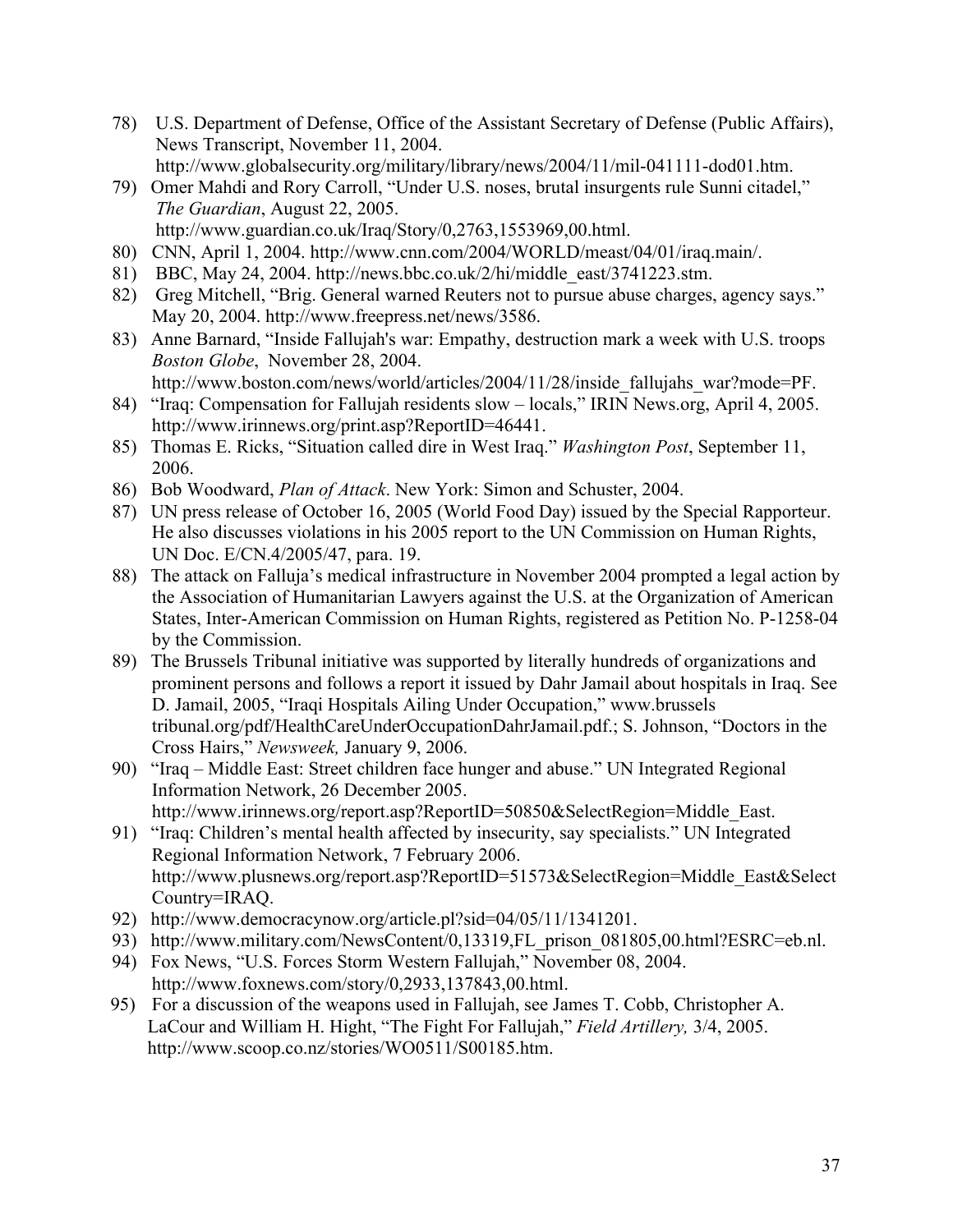78) U.S. Department of Defense, Office of the Assistant Secretary of Defense (Public Affairs), News Transcript, November 11, 2004. http://www.globalsecurity.org/military/library/news/2004/11/mil-041111-dod01.htm.
79) Omer Mahdi and Rory Carroll, "Under U.S. noses, brutal insurgents rule Sunni citadel," *The Guardian*, August 22, 2005. http://www.guardian.co.uk/Iraq/Story/0,2763,1553969,00.html.
80) CNN, April 1, 2004. http://www.cnn.com/2004/WORLD/meast/04/01/iraq.main/.
81) BBC, May 24, 2004. http://news.bbc.co.uk/2/hi/middle_east/3741223.stm.
82) Greg Mitchell, "Brig. General warned Reuters not to pursue abuse charges, agency says." May 20, 2004. http://www.freepress.net/news/3586.
83) Anne Barnard, "Inside Fallujah's war: Empathy, destruction mark a week with U.S. troops *Boston Globe*, November 28, 2004. http://www.boston.com/news/world/articles/2004/11/28/inside_fallujahs_war?mode=PF.
84) "Iraq: Compensation for Fallujah residents slow – locals," IRIN News.org, April 4, 2005. http://www.irinnews.org/print.asp?ReportID=46441.
85) Thomas E. Ricks, "Situation called dire in West Iraq." *Washington Post*, September 11, 2006.
86) Bob Woodward, *Plan of Attack*. New York: Simon and Schuster, 2004.
87) UN press release of October 16, 2005 (World Food Day) issued by the Special Rapporteur. He also discusses violations in his 2005 report to the UN Commission on Human Rights, UN Doc. E/CN.4/2005/47, para. 19.
88) The attack on Falluja's medical infrastructure in November 2004 prompted a legal action by the Association of Humanitarian Lawyers against the U.S. at the Organization of American States, Inter-American Commission on Human Rights, registered as Petition No. P-1258-04 by the Commission.
89) The Brussels Tribunal initiative was supported by literally hundreds of organizations and prominent persons and follows a report it issued by Dahr Jamail about hospitals in Iraq. See D. Jamail, 2005, "Iraqi Hospitals Ailing Under Occupation," www.brussels tribunal.org/pdf/HealthCareUnderOccupationDahrJamail.pdf.; S. Johnson, "Doctors in the Cross Hairs," *Newsweek,* January 9, 2006.
90) "Iraq – Middle East: Street children face hunger and abuse." UN Integrated Regional Information Network, 26 December 2005. http://www.irinnews.org/report.asp?ReportID=50850&SelectRegion=Middle_East.
91) "Iraq: Children's mental health affected by insecurity, say specialists." UN Integrated Regional Information Network, 7 February 2006. http://www.plusnews.org/report.asp?ReportID=51573&SelectRegion=Middle_East&SelectCountry=IRAQ.
92) http://www.democracynow.org/article.pl?sid=04/05/11/1341201.
93) http://www.military.com/NewsContent/0,13319,FL_prison_081805,00.html?ESRC=eb.nl.
94) Fox News, "U.S. Forces Storm Western Fallujah," November 08, 2004. http://www.foxnews.com/story/0,2933,137843,00.html.
95) For a discussion of the weapons used in Fallujah, see James T. Cobb, Christopher A. LaCour and William H. Hight, "The Fight For Fallujah," *Field Artillery,* 3/4, 2005. http://www.scoop.co.nz/stories/WO0511/S00185.htm.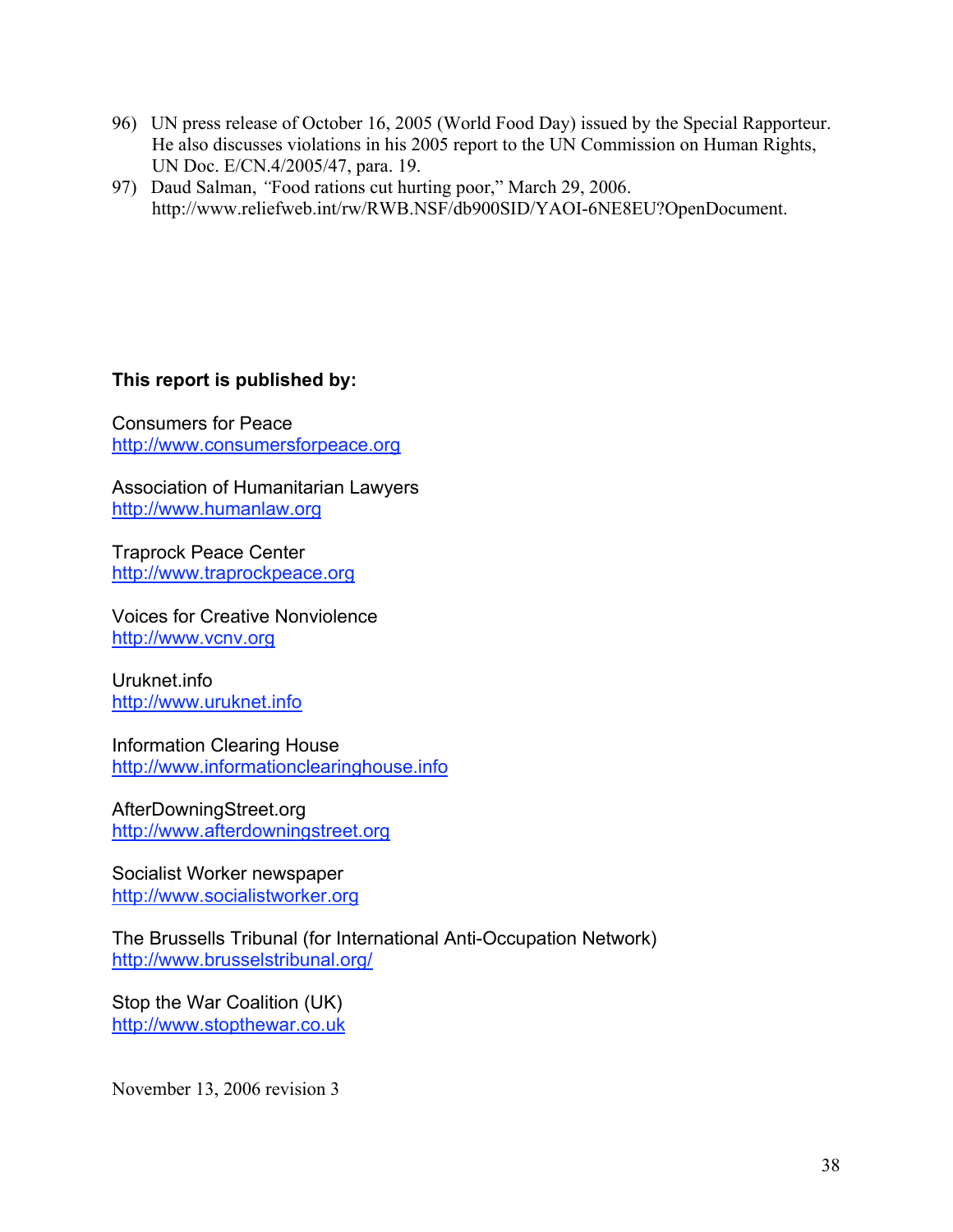96) UN press release of October 16, 2005 (World Food Day) issued by the Special Rapporteur. He also discusses violations in his 2005 report to the UN Commission on Human Rights, UN Doc. E/CN.4/2005/47, para. 19.

97) Daud Salman, "Food rations cut hurting poor," March 29, 2006. http://www.reliefweb.int/rw/RWB.NSF/db900SID/YAOI-6NE8EU?OpenDocument.

**This report is published by:**

Consumers for Peace
http://www.consumersforpeace.org

Association of Humanitarian Lawyers
http://www.humanlaw.org

Traprock Peace Center
http://www.traprockpeace.org

Voices for Creative Nonviolence
http://www.vcnv.org

Uruknet.info
http://www.uruknet.info

Information Clearing House
http://www.informationclearinghouse.info

AfterDowningStreet.org
http://www.afterdowningstreet.org

Socialist Worker newspaper
http://www.socialistworker.org

The Brussells Tribunal (for International Anti-Occupation Network)
http://www.brusselstribunal.org/

Stop the War Coalition (UK)
http://www.stopthewar.co.uk

November 13, 2006 revision 3